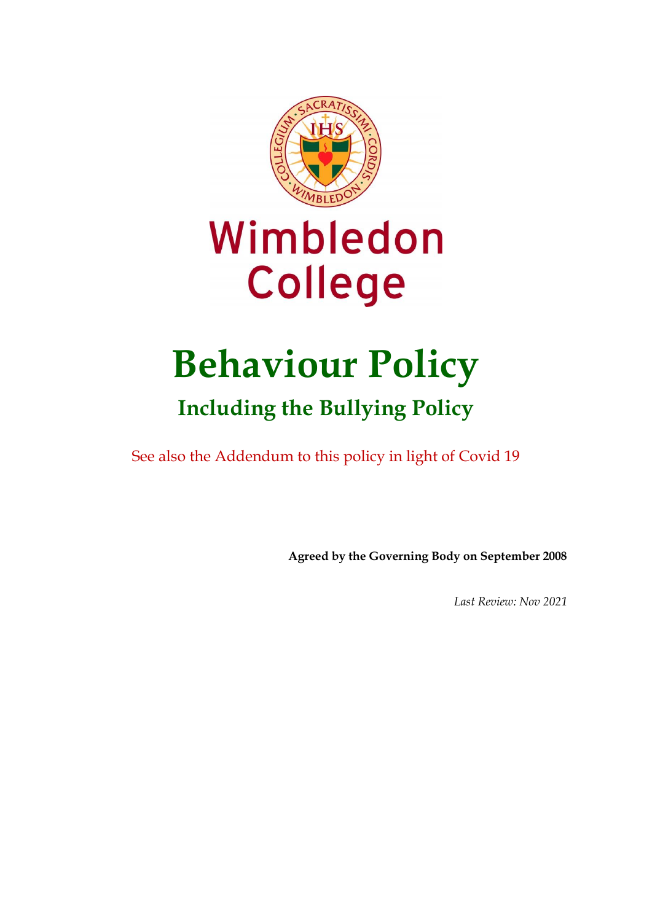Wimbledon College

# Behaviour Policy

## Including the Bullying Policy

See also the Addendum to this policy in light of Covid 19

**Agreed by the Governing Body on September 2008**

*Last Review: Nov 2021*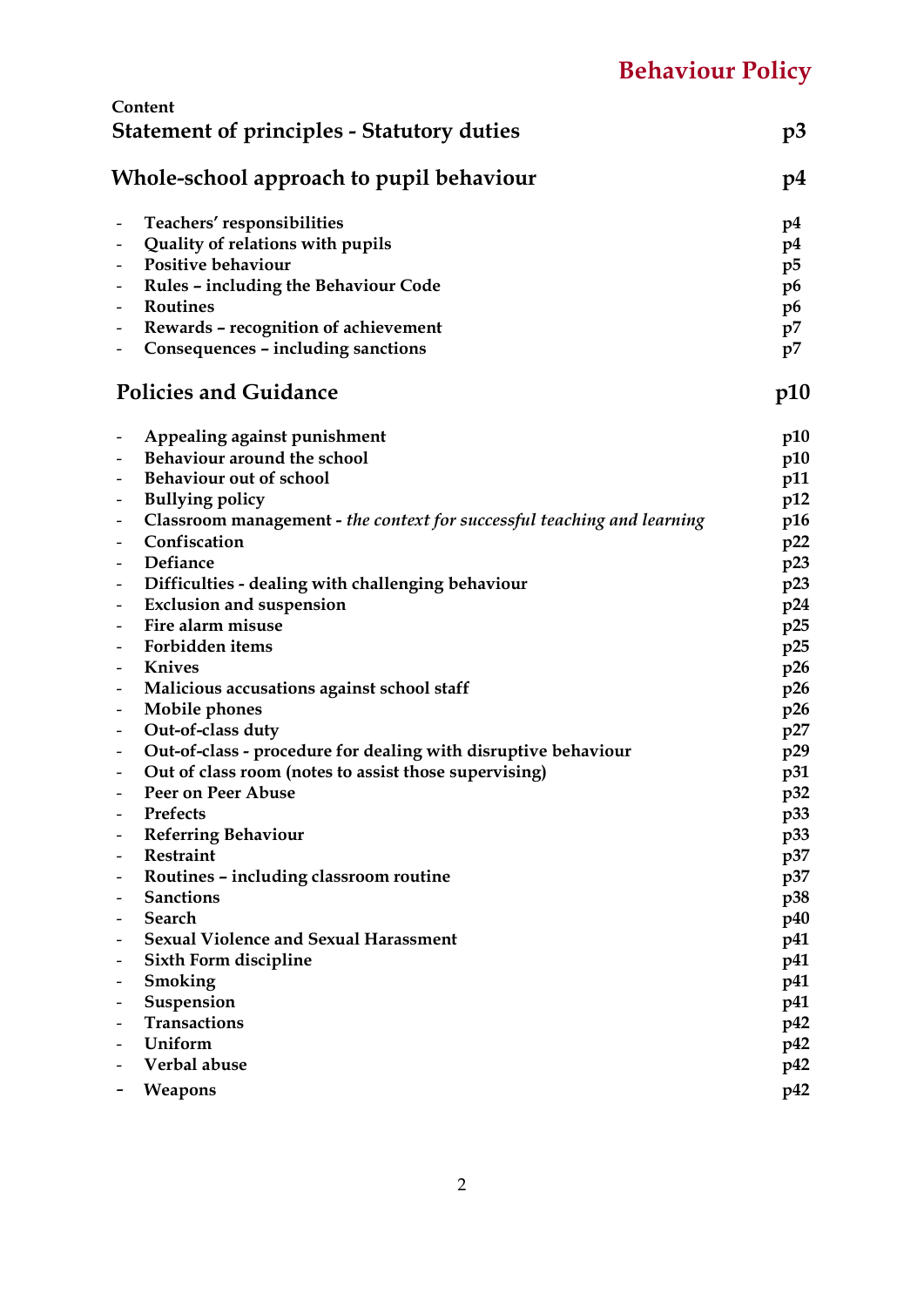# Behaviour Policy

**Content**

| | |
|---|---|
| **Statement of principles - Statutory duties** | **p3** |
| **Whole-school approach to pupil behaviour** | **p4** |
| - **Teachers' responsibilities** | **p4** |
| - **Quality of relations with pupils** | **p4** |
| - **Positive behaviour** | **p5** |
| - **Rules – including the Behaviour Code** | **p6** |
| - **Routines** | **p6** |
| - **Rewards – recognition of achievement** | **p7** |
| - **Consequences – including sanctions** | **p7** |
| **Policies and Guidance** | **p10** |
| - **Appealing against punishment** | **p10** |
| - **Behaviour around the school** | **p10** |
| - **Behaviour out of school** | **p11** |
| - **Bullying policy** | **p12** |
| - **Classroom management -** ***the context for successful teaching and learning*** | **p16** |
| - **Confiscation** | **p22** |
| - **Defiance** | **p23** |
| - **Difficulties - dealing with challenging behaviour** | **p23** |
| - **Exclusion and suspension** | **p24** |
| - **Fire alarm misuse** | **p25** |
| - **Forbidden items** | **p25** |
| - **Knives** | **p26** |
| - **Malicious accusations against school staff** | **p26** |
| - **Mobile phones** | **p26** |
| - **Out-of-class duty** | **p27** |
| - **Out-of-class - procedure for dealing with disruptive behaviour** | **p29** |
| - **Out of class room (notes to assist those supervising)** | **p31** |
| - **Peer on Peer Abuse** | **p32** |
| - **Prefects** | **p33** |
| - **Referring Behaviour** | **p33** |
| - **Restraint** | **p37** |
| - **Routines – including classroom routine** | **p37** |
| - **Sanctions** | **p38** |
| - **Search** | **p40** |
| - **Sexual Violence and Sexual Harassment** | **p41** |
| - **Sixth Form discipline** | **p41** |
| - **Smoking** | **p41** |
| - **Suspension** | **p41** |
| - **Transactions** | **p42** |
| - **Uniform** | **p42** |
| - **Verbal abuse** | **p42** |
| - **Weapons** | **p42** |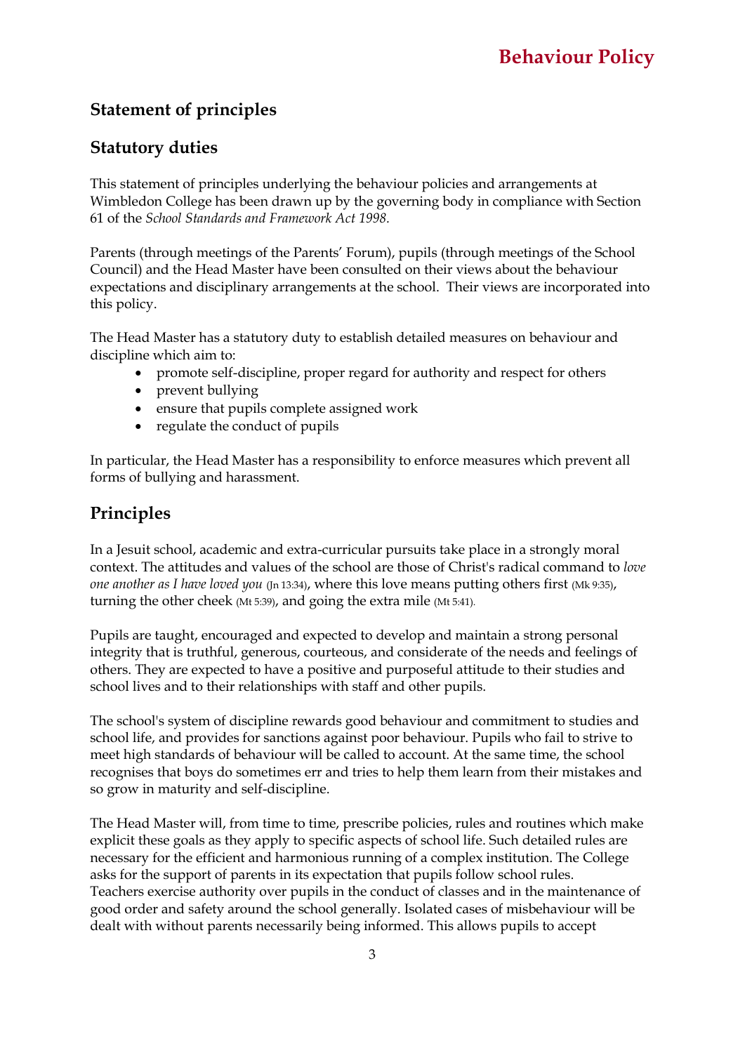# Behaviour Policy

## Statement of principles

## Statutory duties

This statement of principles underlying the behaviour policies and arrangements at Wimbledon College has been drawn up by the governing body in compliance with Section 61 of the *School Standards and Framework Act 1998.*

Parents (through meetings of the Parents' Forum), pupils (through meetings of the School Council) and the Head Master have been consulted on their views about the behaviour expectations and disciplinary arrangements at the school. Their views are incorporated into this policy.

The Head Master has a statutory duty to establish detailed measures on behaviour and discipline which aim to:

- promote self-discipline, proper regard for authority and respect for others
- prevent bullying
- ensure that pupils complete assigned work
- regulate the conduct of pupils

In particular, the Head Master has a responsibility to enforce measures which prevent all forms of bullying and harassment.

## Principles

In a Jesuit school, academic and extra-curricular pursuits take place in a strongly moral context. The attitudes and values of the school are those of Christ's radical command to *love one another as I have loved you* (Jn 13:34), where this love means putting others first (Mk 9:35), turning the other cheek (Mt 5:39), and going the extra mile (Mt 5:41).

Pupils are taught, encouraged and expected to develop and maintain a strong personal integrity that is truthful, generous, courteous, and considerate of the needs and feelings of others. They are expected to have a positive and purposeful attitude to their studies and school lives and to their relationships with staff and other pupils.

The school's system of discipline rewards good behaviour and commitment to studies and school life, and provides for sanctions against poor behaviour. Pupils who fail to strive to meet high standards of behaviour will be called to account. At the same time, the school recognises that boys do sometimes err and tries to help them learn from their mistakes and so grow in maturity and self-discipline.

The Head Master will, from time to time, prescribe policies, rules and routines which make explicit these goals as they apply to specific aspects of school life. Such detailed rules are necessary for the efficient and harmonious running of a complex institution. The College asks for the support of parents in its expectation that pupils follow school rules. Teachers exercise authority over pupils in the conduct of classes and in the maintenance of good order and safety around the school generally. Isolated cases of misbehaviour will be dealt with without parents necessarily being informed. This allows pupils to accept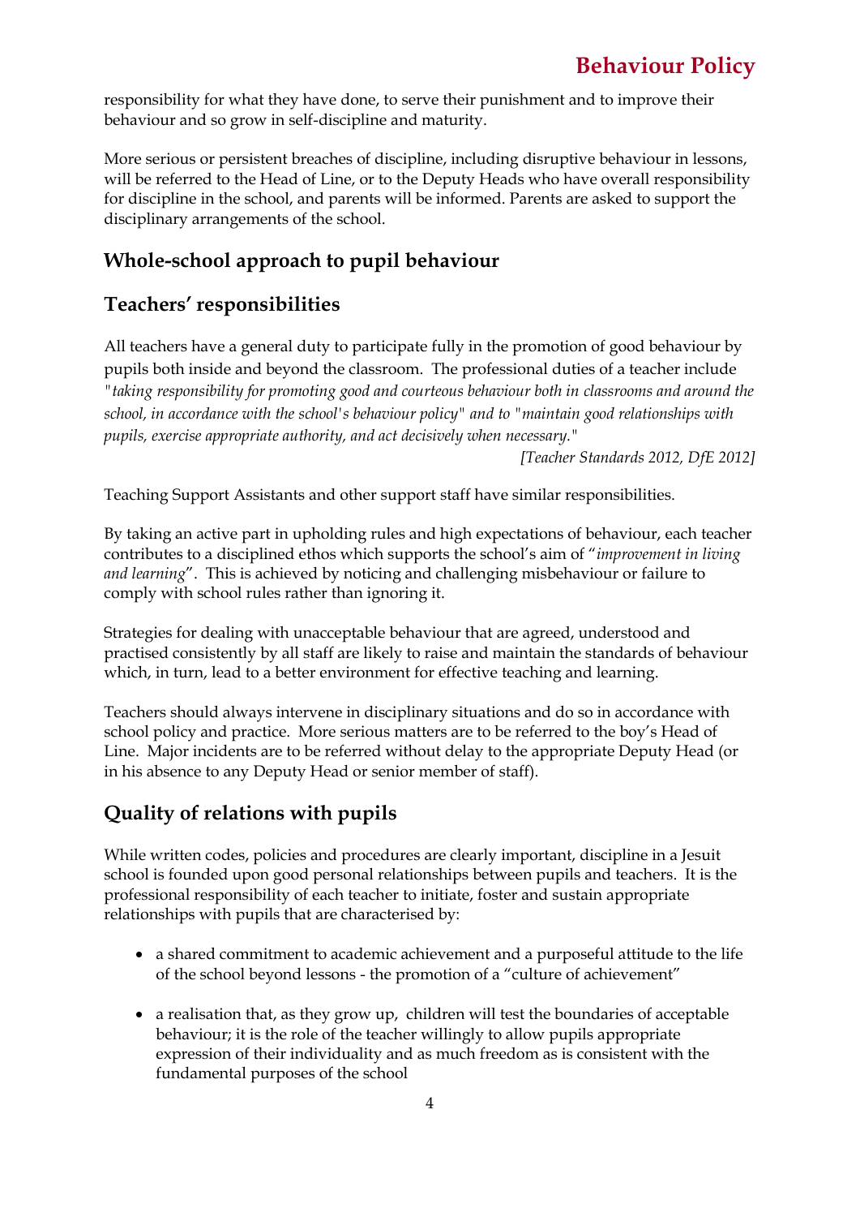responsibility for what they have done, to serve their punishment and to improve their behaviour and so grow in self-discipline and maturity.

More serious or persistent breaches of discipline, including disruptive behaviour in lessons, will be referred to the Head of Line, or to the Deputy Heads who have overall responsibility for discipline in the school, and parents will be informed. Parents are asked to support the disciplinary arrangements of the school.

## Whole-school approach to pupil behaviour

## Teachers' responsibilities

All teachers have a general duty to participate fully in the promotion of good behaviour by pupils both inside and beyond the classroom. The professional duties of a teacher include *"taking responsibility for promoting good and courteous behaviour both in classrooms and around the school, in accordance with the school's behaviour policy" and to "maintain good relationships with pupils, exercise appropriate authority, and act decisively when necessary."*

*[Teacher Standards 2012, DfE 2012]*

Teaching Support Assistants and other support staff have similar responsibilities.

By taking an active part in upholding rules and high expectations of behaviour, each teacher contributes to a disciplined ethos which supports the school's aim of "*improvement in living and learning*". This is achieved by noticing and challenging misbehaviour or failure to comply with school rules rather than ignoring it.

Strategies for dealing with unacceptable behaviour that are agreed, understood and practised consistently by all staff are likely to raise and maintain the standards of behaviour which, in turn, lead to a better environment for effective teaching and learning.

Teachers should always intervene in disciplinary situations and do so in accordance with school policy and practice. More serious matters are to be referred to the boy's Head of Line. Major incidents are to be referred without delay to the appropriate Deputy Head (or in his absence to any Deputy Head or senior member of staff).

## Quality of relations with pupils

While written codes, policies and procedures are clearly important, discipline in a Jesuit school is founded upon good personal relationships between pupils and teachers. It is the professional responsibility of each teacher to initiate, foster and sustain appropriate relationships with pupils that are characterised by:

- a shared commitment to academic achievement and a purposeful attitude to the life of the school beyond lessons - the promotion of a "culture of achievement"
- a realisation that, as they grow up, children will test the boundaries of acceptable behaviour; it is the role of the teacher willingly to allow pupils appropriate expression of their individuality and as much freedom as is consistent with the fundamental purposes of the school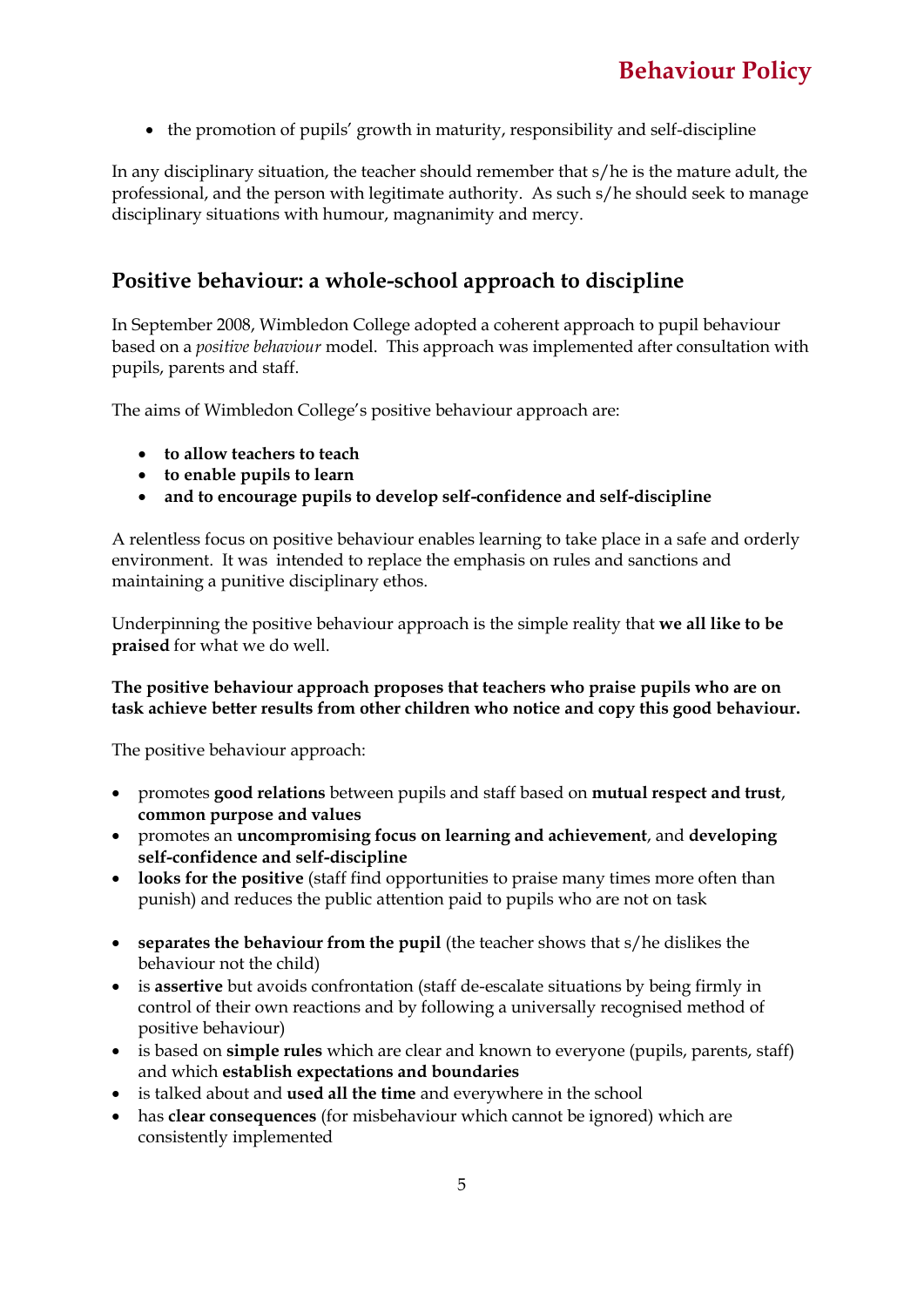- the promotion of pupils' growth in maturity, responsibility and self-discipline

In any disciplinary situation, the teacher should remember that s/he is the mature adult, the professional, and the person with legitimate authority. As such s/he should seek to manage disciplinary situations with humour, magnanimity and mercy.

## Positive behaviour: a whole-school approach to discipline

In September 2008, Wimbledon College adopted a coherent approach to pupil behaviour based on a *positive behaviour* model. This approach was implemented after consultation with pupils, parents and staff.

The aims of Wimbledon College's positive behaviour approach are:

- **to allow teachers to teach**
- **to enable pupils to learn**
- **and to encourage pupils to develop self-confidence and self-discipline**

A relentless focus on positive behaviour enables learning to take place in a safe and orderly environment. It was intended to replace the emphasis on rules and sanctions and maintaining a punitive disciplinary ethos.

Underpinning the positive behaviour approach is the simple reality that **we all like to be praised** for what we do well.

**The positive behaviour approach proposes that teachers who praise pupils who are on task achieve better results from other children who notice and copy this good behaviour.**

The positive behaviour approach:

- promotes **good relations** between pupils and staff based on **mutual respect and trust**, **common purpose and values**
- promotes an **uncompromising focus on learning and achievement**, and **developing self-confidence and self-discipline**
- **looks for the positive** (staff find opportunities to praise many times more often than punish) and reduces the public attention paid to pupils who are not on task
- **separates the behaviour from the pupil** (the teacher shows that s/he dislikes the behaviour not the child)
- is **assertive** but avoids confrontation (staff de-escalate situations by being firmly in control of their own reactions and by following a universally recognised method of positive behaviour)
- is based on **simple rules** which are clear and known to everyone (pupils, parents, staff) and which **establish expectations and boundaries**
- is talked about and **used all the time** and everywhere in the school
- has **clear consequences** (for misbehaviour which cannot be ignored) which are consistently implemented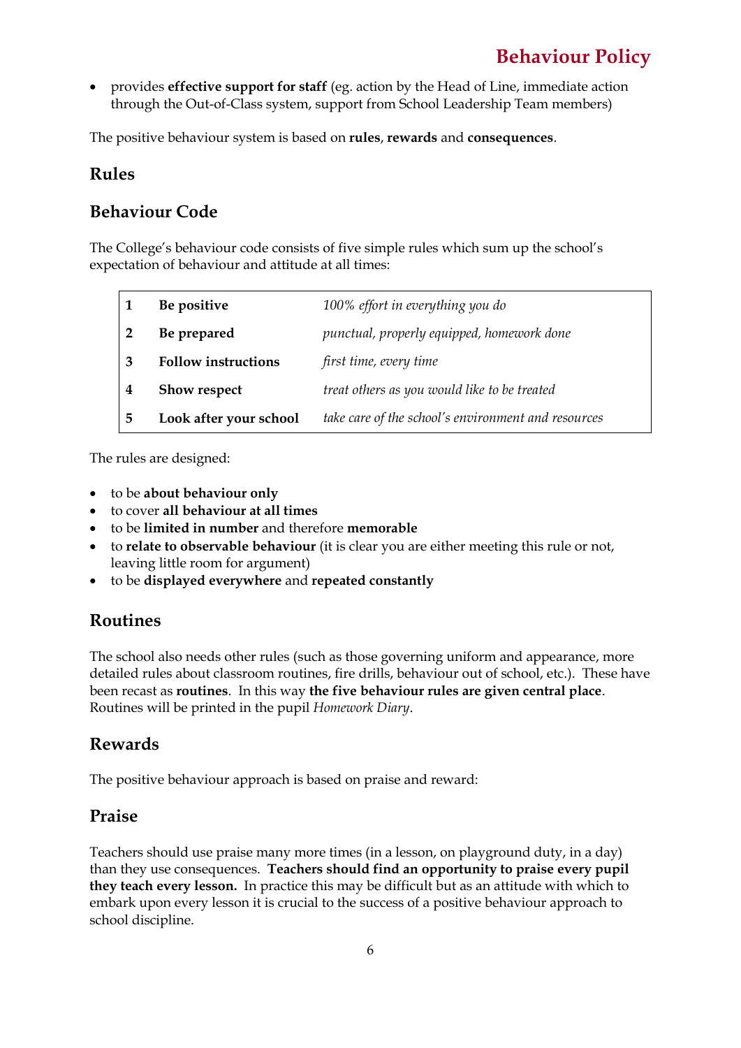- provides **effective support for staff** (eg. action by the Head of Line, immediate action through the Out-of-Class system, support from School Leadership Team members)

The positive behaviour system is based on **rules**, **rewards** and **consequences**.

## Rules

## Behaviour Code

The College's behaviour code consists of five simple rules which sum up the school's expectation of behaviour and attitude at all times:

| | | |
|---|---|---|
| **1** | **Be positive** | *100% effort in everything you do* |
| **2** | **Be prepared** | *punctual, properly equipped, homework done* |
| **3** | **Follow instructions** | *first time, every time* |
| **4** | **Show respect** | *treat others as you would like to be treated* |
| **5** | **Look after your school** | *take care of the school's environment and resources* |

The rules are designed:

- to be **about behaviour only**
- to cover **all behaviour at all times**
- to be **limited in number** and therefore **memorable**
- to **relate to observable behaviour** (it is clear you are either meeting this rule or not, leaving little room for argument)
- to be **displayed everywhere** and **repeated constantly**

## Routines

The school also needs other rules (such as those governing uniform and appearance, more detailed rules about classroom routines, fire drills, behaviour out of school, etc.). These have been recast as **routines**. In this way **the five behaviour rules are given central place**. Routines will be printed in the pupil *Homework Diary*.

## Rewards

The positive behaviour approach is based on praise and reward:

## Praise

Teachers should use praise many more times (in a lesson, on playground duty, in a day) than they use consequences. **Teachers should find an opportunity to praise every pupil they teach every lesson.** In practice this may be difficult but as an attitude with which to embark upon every lesson it is crucial to the success of a positive behaviour approach to school discipline.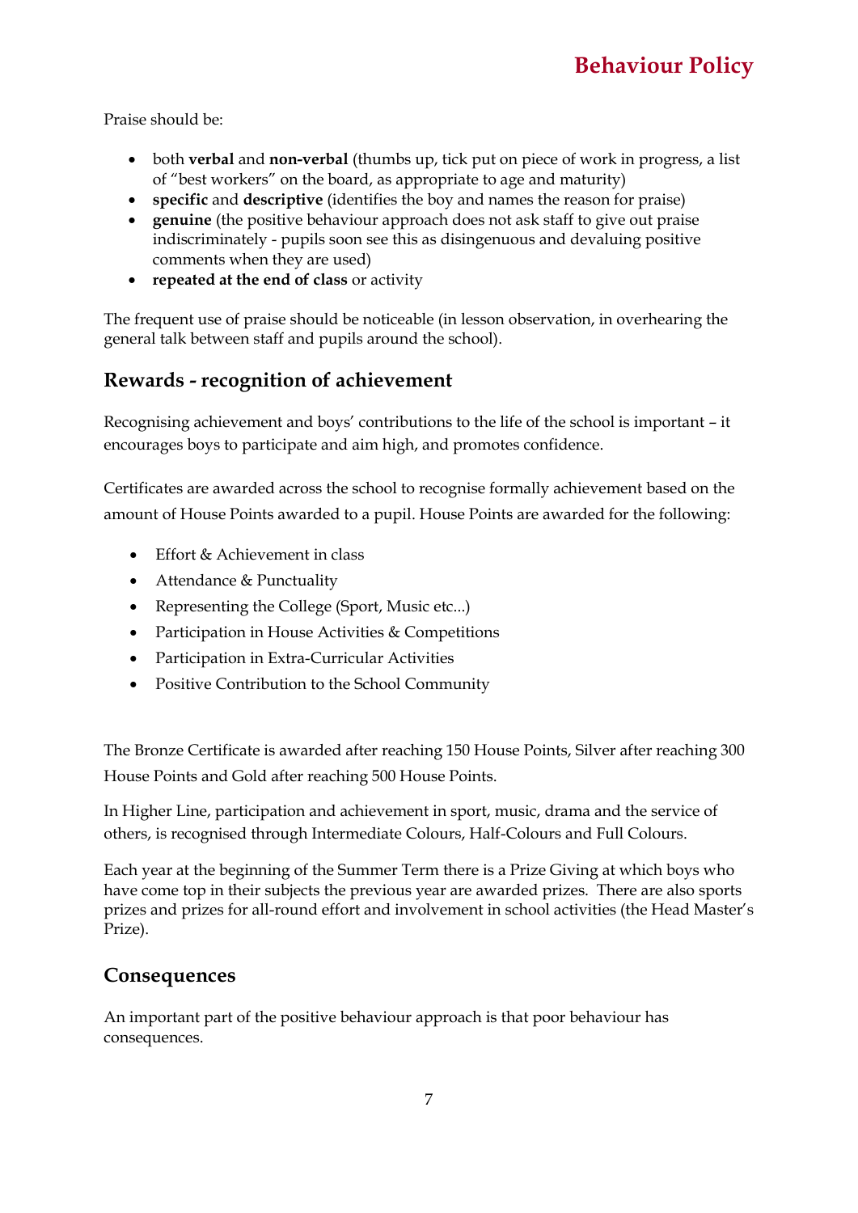Praise should be:

- both **verbal** and **non-verbal** (thumbs up, tick put on piece of work in progress, a list of "best workers" on the board, as appropriate to age and maturity)
- **specific** and **descriptive** (identifies the boy and names the reason for praise)
- **genuine** (the positive behaviour approach does not ask staff to give out praise indiscriminately - pupils soon see this as disingenuous and devaluing positive comments when they are used)
- **repeated at the end of class** or activity

The frequent use of praise should be noticeable (in lesson observation, in overhearing the general talk between staff and pupils around the school).

## Rewards - recognition of achievement

Recognising achievement and boys' contributions to the life of the school is important – it encourages boys to participate and aim high, and promotes confidence.

Certificates are awarded across the school to recognise formally achievement based on the amount of House Points awarded to a pupil. House Points are awarded for the following:

- Effort & Achievement in class
- Attendance & Punctuality
- Representing the College (Sport, Music etc...)
- Participation in House Activities & Competitions
- Participation in Extra-Curricular Activities
- Positive Contribution to the School Community

The Bronze Certificate is awarded after reaching 150 House Points, Silver after reaching 300 House Points and Gold after reaching 500 House Points.

In Higher Line, participation and achievement in sport, music, drama and the service of others, is recognised through Intermediate Colours, Half-Colours and Full Colours.

Each year at the beginning of the Summer Term there is a Prize Giving at which boys who have come top in their subjects the previous year are awarded prizes. There are also sports prizes and prizes for all-round effort and involvement in school activities (the Head Master's Prize).

## Consequences

An important part of the positive behaviour approach is that poor behaviour has consequences.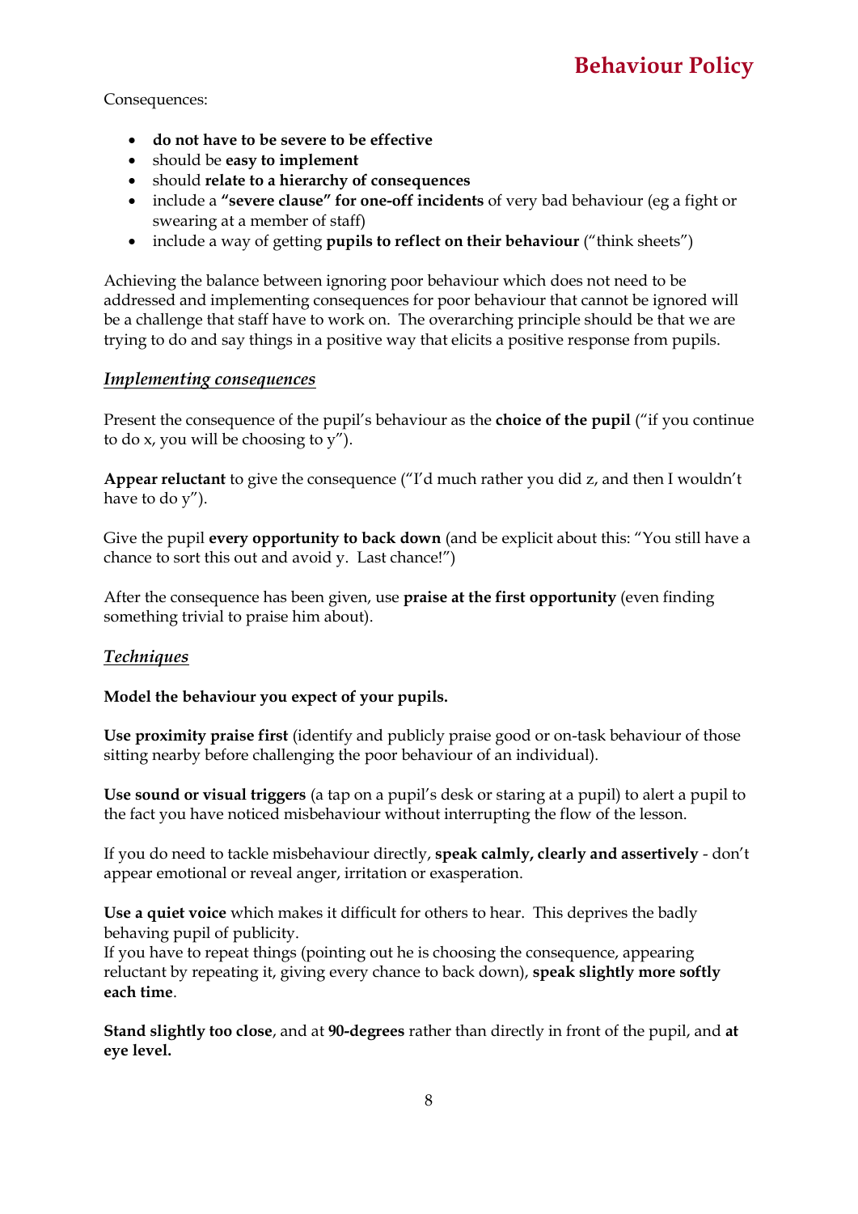Consequences:

- **do not have to be severe to be effective**
- should be **easy to implement**
- should **relate to a hierarchy of consequences**
- include a **"severe clause" for one-off incidents** of very bad behaviour (eg a fight or swearing at a member of staff)
- include a way of getting **pupils to reflect on their behaviour** ("think sheets")

Achieving the balance between ignoring poor behaviour which does not need to be addressed and implementing consequences for poor behaviour that cannot be ignored will be a challenge that staff have to work on. The overarching principle should be that we are trying to do and say things in a positive way that elicits a positive response from pupils.

### ***Implementing consequences***

Present the consequence of the pupil's behaviour as the **choice of the pupil** ("if you continue to do x, you will be choosing to y").

**Appear reluctant** to give the consequence ("I'd much rather you did z, and then I wouldn't have to do y").

Give the pupil **every opportunity to back down** (and be explicit about this: "You still have a chance to sort this out and avoid y. Last chance!")

After the consequence has been given, use **praise at the first opportunity** (even finding something trivial to praise him about).

### ***Techniques***

**Model the behaviour you expect of your pupils.**

**Use proximity praise first** (identify and publicly praise good or on-task behaviour of those sitting nearby before challenging the poor behaviour of an individual).

**Use sound or visual triggers** (a tap on a pupil's desk or staring at a pupil) to alert a pupil to the fact you have noticed misbehaviour without interrupting the flow of the lesson.

If you do need to tackle misbehaviour directly, **speak calmly, clearly and assertively** - don't appear emotional or reveal anger, irritation or exasperation.

**Use a quiet voice** which makes it difficult for others to hear. This deprives the badly behaving pupil of publicity.
If you have to repeat things (pointing out he is choosing the consequence, appearing reluctant by repeating it, giving every chance to back down), **speak slightly more softly each time**.

**Stand slightly too close**, and at **90-degrees** rather than directly in front of the pupil, and **at eye level.**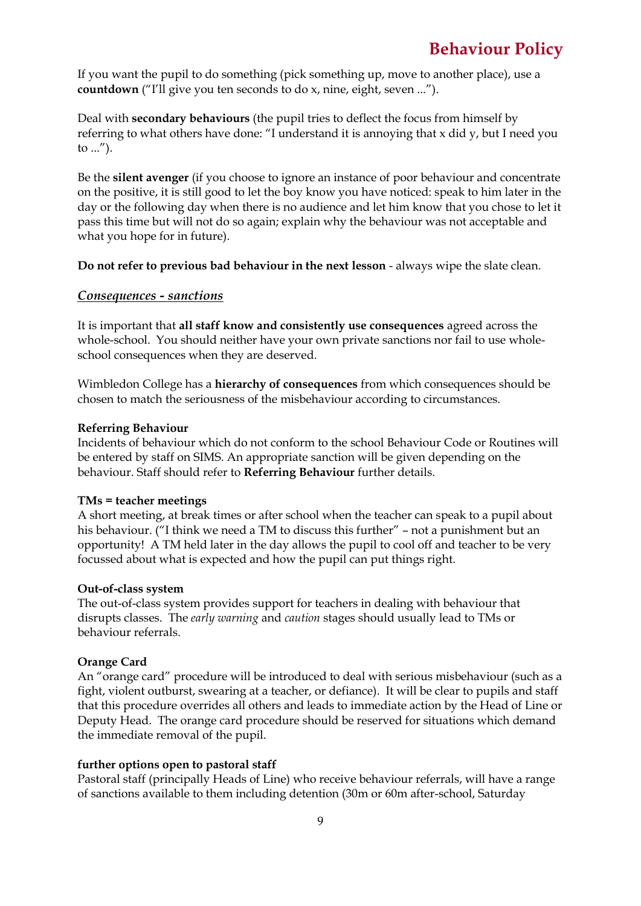If you want the pupil to do something (pick something up, move to another place), use a **countdown** ("I'll give you ten seconds to do x, nine, eight, seven ...").

Deal with **secondary behaviours** (the pupil tries to deflect the focus from himself by referring to what others have done: "I understand it is annoying that x did y, but I need you to ...").

Be the **silent avenger** (if you choose to ignore an instance of poor behaviour and concentrate on the positive, it is still good to let the boy know you have noticed: speak to him later in the day or the following day when there is no audience and let him know that you chose to let it pass this time but will not do so again; explain why the behaviour was not acceptable and what you hope for in future).

**Do not refer to previous bad behaviour in the next lesson** - always wipe the slate clean.

### *Consequences - sanctions*

It is important that **all staff know and consistently use consequences** agreed across the whole-school. You should neither have your own private sanctions nor fail to use whole-school consequences when they are deserved.

Wimbledon College has a **hierarchy of consequences** from which consequences should be chosen to match the seriousness of the misbehaviour according to circumstances.

**Referring Behaviour**
Incidents of behaviour which do not conform to the school Behaviour Code or Routines will be entered by staff on SIMS. An appropriate sanction will be given depending on the behaviour. Staff should refer to **Referring Behaviour** further details.

**TMs = teacher meetings**
A short meeting, at break times or after school when the teacher can speak to a pupil about his behaviour. ("I think we need a TM to discuss this further" – not a punishment but an opportunity! A TM held later in the day allows the pupil to cool off and teacher to be very focussed about what is expected and how the pupil can put things right.

**Out-of-class system**
The out-of-class system provides support for teachers in dealing with behaviour that disrupts classes. The *early warning* and *caution* stages should usually lead to TMs or behaviour referrals.

**Orange Card**
An "orange card" procedure will be introduced to deal with serious misbehaviour (such as a fight, violent outburst, swearing at a teacher, or defiance). It will be clear to pupils and staff that this procedure overrides all others and leads to immediate action by the Head of Line or Deputy Head. The orange card procedure should be reserved for situations which demand the immediate removal of the pupil.

**further options open to pastoral staff**
Pastoral staff (principally Heads of Line) who receive behaviour referrals, will have a range of sanctions available to them including detention (30m or 60m after-school, Saturday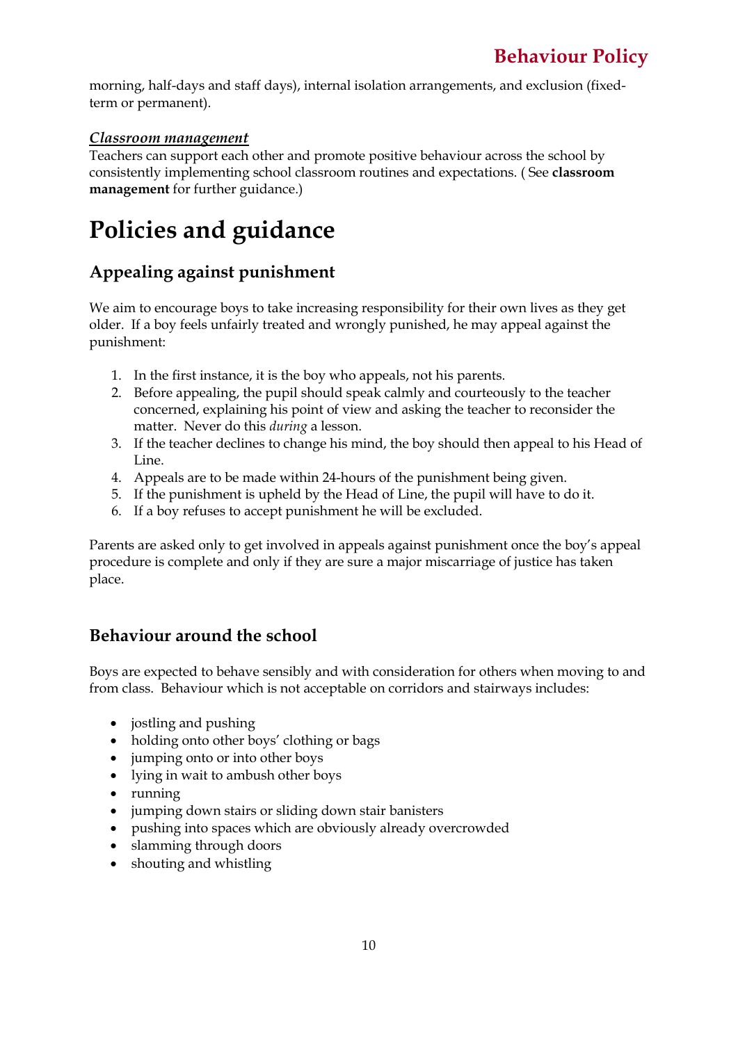morning, half-days and staff days), internal isolation arrangements, and exclusion (fixed-term or permanent).

***Classroom management***

Teachers can support each other and promote positive behaviour across the school by consistently implementing school classroom routines and expectations. ( See **classroom management** for further guidance.)

# Policies and guidance

## Appealing against punishment

We aim to encourage boys to take increasing responsibility for their own lives as they get older. If a boy feels unfairly treated and wrongly punished, he may appeal against the punishment:

1. In the first instance, it is the boy who appeals, not his parents.
2. Before appealing, the pupil should speak calmly and courteously to the teacher concerned, explaining his point of view and asking the teacher to reconsider the matter. Never do this *during* a lesson.
3. If the teacher declines to change his mind, the boy should then appeal to his Head of Line.
4. Appeals are to be made within 24-hours of the punishment being given.
5. If the punishment is upheld by the Head of Line, the pupil will have to do it.
6. If a boy refuses to accept punishment he will be excluded.

Parents are asked only to get involved in appeals against punishment once the boy's appeal procedure is complete and only if they are sure a major miscarriage of justice has taken place.

## Behaviour around the school

Boys are expected to behave sensibly and with consideration for others when moving to and from class. Behaviour which is not acceptable on corridors and stairways includes:

- jostling and pushing
- holding onto other boys' clothing or bags
- jumping onto or into other boys
- lying in wait to ambush other boys
- running
- jumping down stairs or sliding down stair banisters
- pushing into spaces which are obviously already overcrowded
- slamming through doors
- shouting and whistling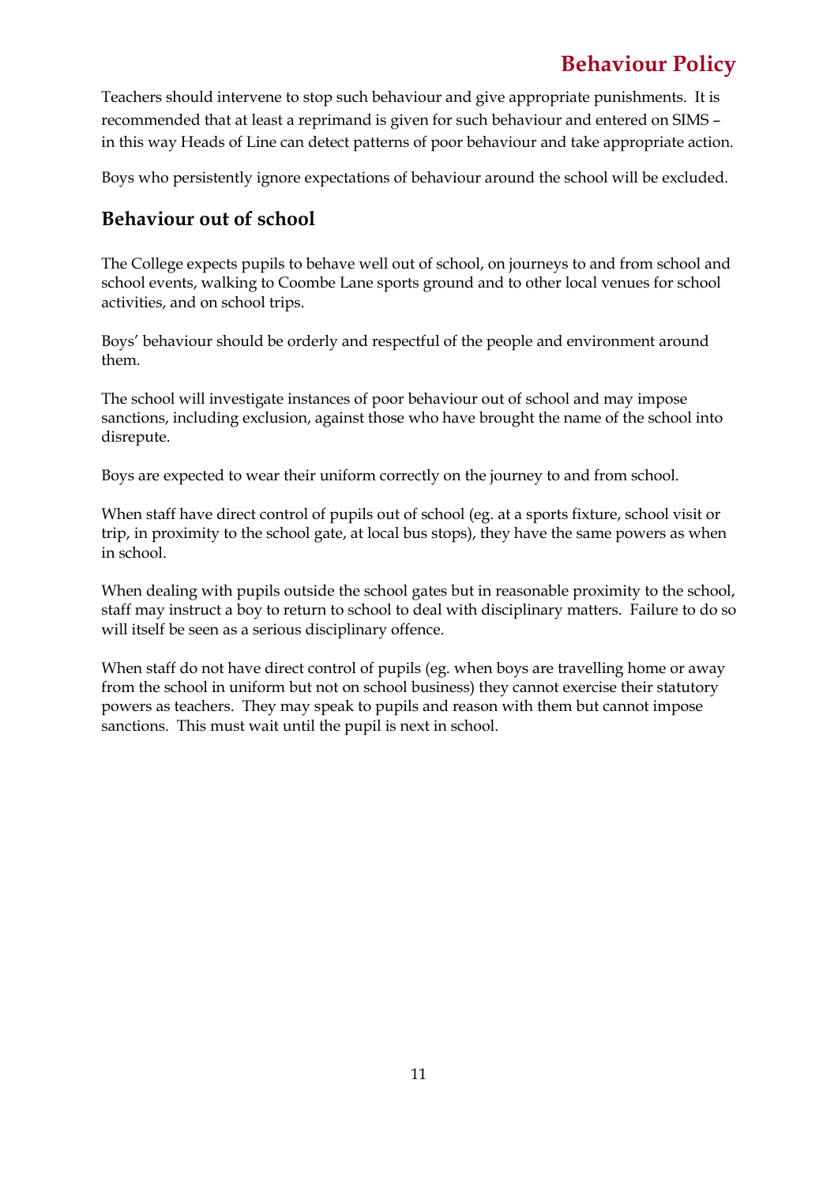Teachers should intervene to stop such behaviour and give appropriate punishments. It is recommended that at least a reprimand is given for such behaviour and entered on SIMS – in this way Heads of Line can detect patterns of poor behaviour and take appropriate action.

Boys who persistently ignore expectations of behaviour around the school will be excluded.

## Behaviour out of school

The College expects pupils to behave well out of school, on journeys to and from school and school events, walking to Coombe Lane sports ground and to other local venues for school activities, and on school trips.

Boys' behaviour should be orderly and respectful of the people and environment around them.

The school will investigate instances of poor behaviour out of school and may impose sanctions, including exclusion, against those who have brought the name of the school into disrepute.

Boys are expected to wear their uniform correctly on the journey to and from school.

When staff have direct control of pupils out of school (eg. at a sports fixture, school visit or trip, in proximity to the school gate, at local bus stops), they have the same powers as when in school.

When dealing with pupils outside the school gates but in reasonable proximity to the school, staff may instruct a boy to return to school to deal with disciplinary matters. Failure to do so will itself be seen as a serious disciplinary offence.

When staff do not have direct control of pupils (eg. when boys are travelling home or away from the school in uniform but not on school business) they cannot exercise their statutory powers as teachers. They may speak to pupils and reason with them but cannot impose sanctions. This must wait until the pupil is next in school.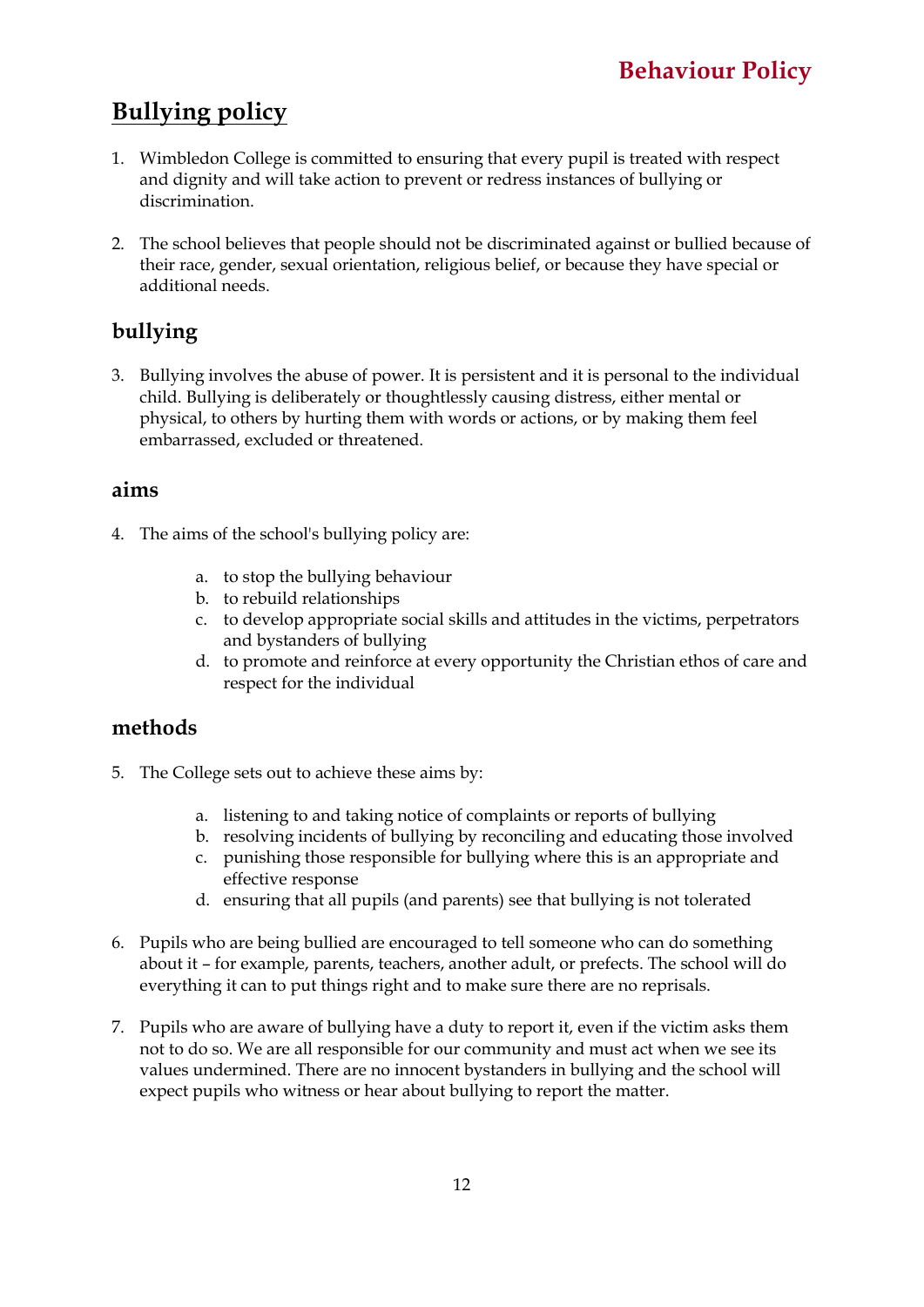## Bullying policy

1. Wimbledon College is committed to ensuring that every pupil is treated with respect and dignity and will take action to prevent or redress instances of bullying or discrimination.

2. The school believes that people should not be discriminated against or bullied because of their race, gender, sexual orientation, religious belief, or because they have special or additional needs.

### bullying

3. Bullying involves the abuse of power. It is persistent and it is personal to the individual child. Bullying is deliberately or thoughtlessly causing distress, either mental or physical, to others by hurting them with words or actions, or by making them feel embarrassed, excluded or threatened.

### aims

4. The aims of the school's bullying policy are:

    a. to stop the bullying behaviour
    b. to rebuild relationships
    c. to develop appropriate social skills and attitudes in the victims, perpetrators and bystanders of bullying
    d. to promote and reinforce at every opportunity the Christian ethos of care and respect for the individual

### methods

5. The College sets out to achieve these aims by:

    a. listening to and taking notice of complaints or reports of bullying
    b. resolving incidents of bullying by reconciling and educating those involved
    c. punishing those responsible for bullying where this is an appropriate and effective response
    d. ensuring that all pupils (and parents) see that bullying is not tolerated

6. Pupils who are being bullied are encouraged to tell someone who can do something about it – for example, parents, teachers, another adult, or prefects. The school will do everything it can to put things right and to make sure there are no reprisals.

7. Pupils who are aware of bullying have a duty to report it, even if the victim asks them not to do so. We are all responsible for our community and must act when we see its values undermined. There are no innocent bystanders in bullying and the school will expect pupils who witness or hear about bullying to report the matter.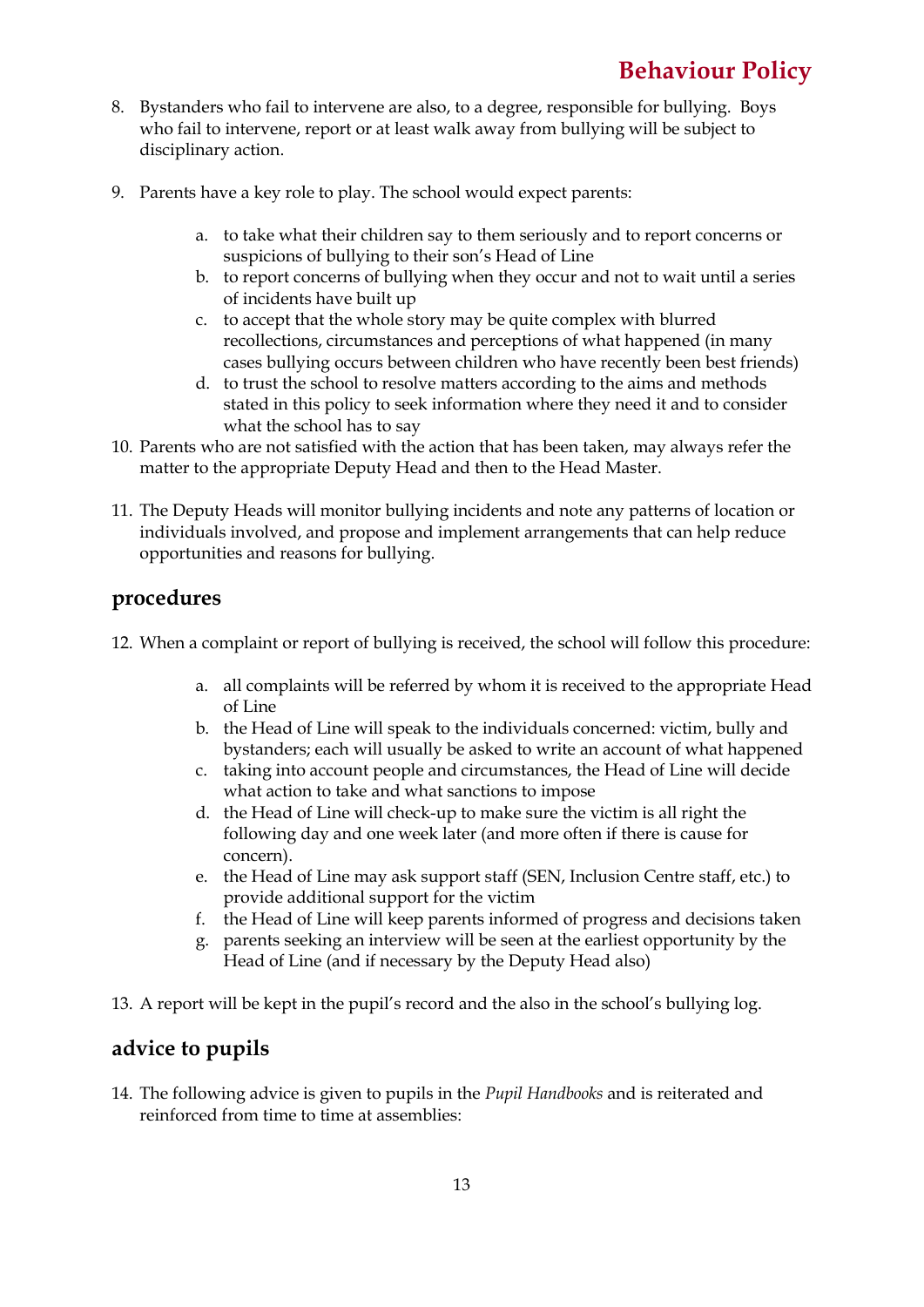8. Bystanders who fail to intervene are also, to a degree, responsible for bullying. Boys who fail to intervene, report or at least walk away from bullying will be subject to disciplinary action.

9. Parents have a key role to play. The school would expect parents:

    a. to take what their children say to them seriously and to report concerns or suspicions of bullying to their son's Head of Line
    b. to report concerns of bullying when they occur and not to wait until a series of incidents have built up
    c. to accept that the whole story may be quite complex with blurred recollections, circumstances and perceptions of what happened (in many cases bullying occurs between children who have recently been best friends)
    d. to trust the school to resolve matters according to the aims and methods stated in this policy to seek information where they need it and to consider what the school has to say

10. Parents who are not satisfied with the action that has been taken, may always refer the matter to the appropriate Deputy Head and then to the Head Master.

11. The Deputy Heads will monitor bullying incidents and note any patterns of location or individuals involved, and propose and implement arrangements that can help reduce opportunities and reasons for bullying.

## procedures

12. When a complaint or report of bullying is received, the school will follow this procedure:

    a. all complaints will be referred by whom it is received to the appropriate Head of Line
    b. the Head of Line will speak to the individuals concerned: victim, bully and bystanders; each will usually be asked to write an account of what happened
    c. taking into account people and circumstances, the Head of Line will decide what action to take and what sanctions to impose
    d. the Head of Line will check-up to make sure the victim is all right the following day and one week later (and more often if there is cause for concern).
    e. the Head of Line may ask support staff (SEN, Inclusion Centre staff, etc.) to provide additional support for the victim
    f. the Head of Line will keep parents informed of progress and decisions taken
    g. parents seeking an interview will be seen at the earliest opportunity by the Head of Line (and if necessary by the Deputy Head also)

13. A report will be kept in the pupil's record and the also in the school's bullying log.

## advice to pupils

14. The following advice is given to pupils in the *Pupil Handbooks* and is reiterated and reinforced from time to time at assemblies: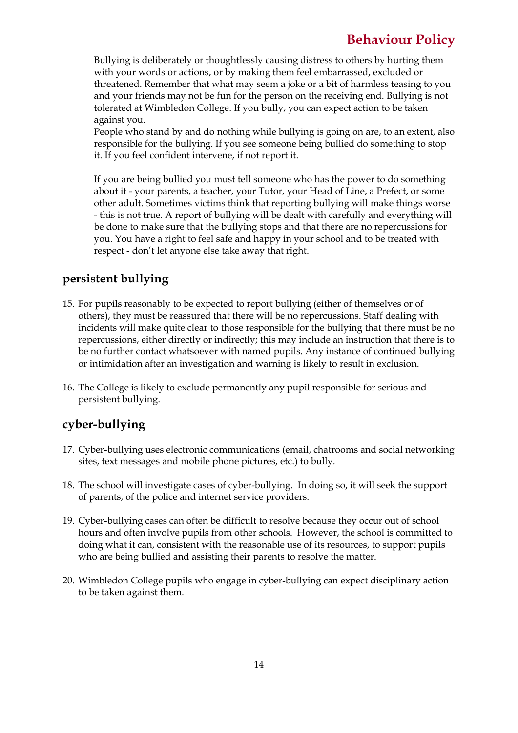Bullying is deliberately or thoughtlessly causing distress to others by hurting them with your words or actions, or by making them feel embarrassed, excluded or threatened. Remember that what may seem a joke or a bit of harmless teasing to you and your friends may not be fun for the person on the receiving end. Bullying is not tolerated at Wimbledon College. If you bully, you can expect action to be taken against you.
People who stand by and do nothing while bullying is going on are, to an extent, also responsible for the bullying. If you see someone being bullied do something to stop it. If you feel confident intervene, if not report it.

If you are being bullied you must tell someone who has the power to do something about it - your parents, a teacher, your Tutor, your Head of Line, a Prefect, or some other adult. Sometimes victims think that reporting bullying will make things worse - this is not true. A report of bullying will be dealt with carefully and everything will be done to make sure that the bullying stops and that there are no repercussions for you. You have a right to feel safe and happy in your school and to be treated with respect - don't let anyone else take away that right.

## persistent bullying

15. For pupils reasonably to be expected to report bullying (either of themselves or of others), they must be reassured that there will be no repercussions. Staff dealing with incidents will make quite clear to those responsible for the bullying that there must be no repercussions, either directly or indirectly; this may include an instruction that there is to be no further contact whatsoever with named pupils. Any instance of continued bullying or intimidation after an investigation and warning is likely to result in exclusion.

16. The College is likely to exclude permanently any pupil responsible for serious and persistent bullying.

## cyber-bullying

17. Cyber-bullying uses electronic communications (email, chatrooms and social networking sites, text messages and mobile phone pictures, etc.) to bully.

18. The school will investigate cases of cyber-bullying. In doing so, it will seek the support of parents, of the police and internet service providers.

19. Cyber-bullying cases can often be difficult to resolve because they occur out of school hours and often involve pupils from other schools. However, the school is committed to doing what it can, consistent with the reasonable use of its resources, to support pupils who are being bullied and assisting their parents to resolve the matter.

20. Wimbledon College pupils who engage in cyber-bullying can expect disciplinary action to be taken against them.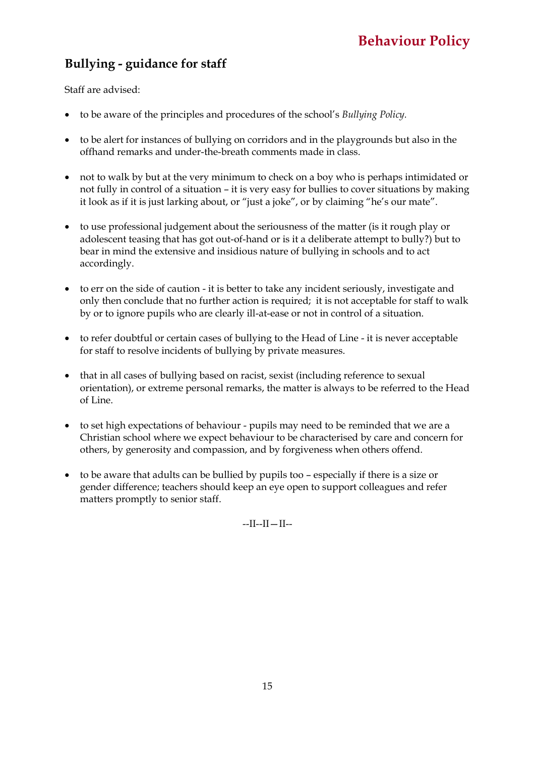## Bullying - guidance for staff

Staff are advised:

- to be aware of the principles and procedures of the school's *Bullying Policy.*
- to be alert for instances of bullying on corridors and in the playgrounds but also in the offhand remarks and under-the-breath comments made in class.
- not to walk by but at the very minimum to check on a boy who is perhaps intimidated or not fully in control of a situation – it is very easy for bullies to cover situations by making it look as if it is just larking about, or "just a joke", or by claiming "he's our mate".
- to use professional judgement about the seriousness of the matter (is it rough play or adolescent teasing that has got out-of-hand or is it a deliberate attempt to bully?) but to bear in mind the extensive and insidious nature of bullying in schools and to act accordingly.
- to err on the side of caution - it is better to take any incident seriously, investigate and only then conclude that no further action is required; it is not acceptable for staff to walk by or to ignore pupils who are clearly ill-at-ease or not in control of a situation.
- to refer doubtful or certain cases of bullying to the Head of Line - it is never acceptable for staff to resolve incidents of bullying by private measures.
- that in all cases of bullying based on racist, sexist (including reference to sexual orientation), or extreme personal remarks, the matter is always to be referred to the Head of Line.
- to set high expectations of behaviour - pupils may need to be reminded that we are a Christian school where we expect behaviour to be characterised by care and concern for others, by generosity and compassion, and by forgiveness when others offend.
- to be aware that adults can be bullied by pupils too – especially if there is a size or gender difference; teachers should keep an eye open to support colleagues and refer matters promptly to senior staff.

--II--II—II--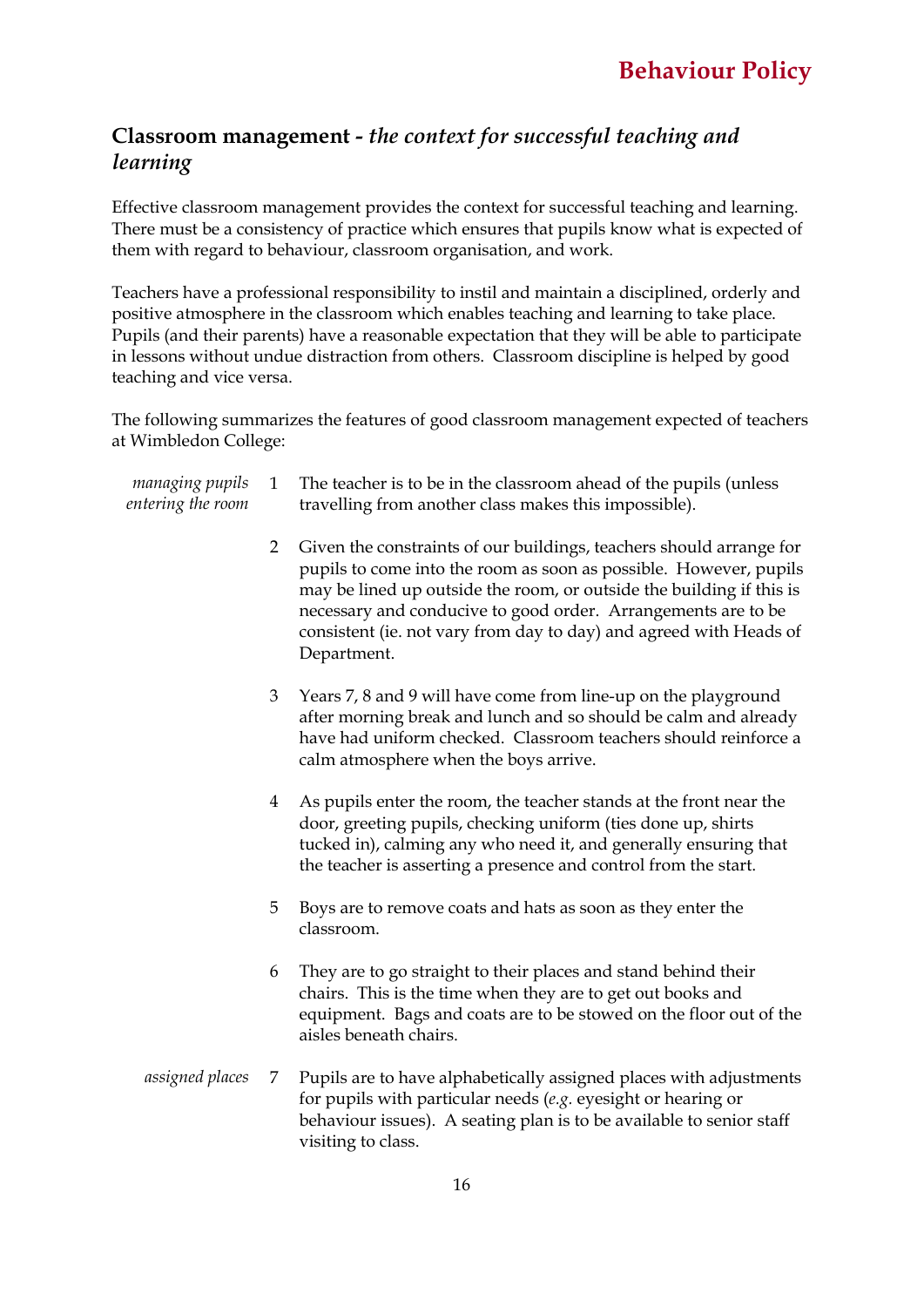## Classroom management - *the context for successful teaching and learning*

Effective classroom management provides the context for successful teaching and learning. There must be a consistency of practice which ensures that pupils know what is expected of them with regard to behaviour, classroom organisation, and work.

Teachers have a professional responsibility to instil and maintain a disciplined, orderly and positive atmosphere in the classroom which enables teaching and learning to take place. Pupils (and their parents) have a reasonable expectation that they will be able to participate in lessons without undue distraction from others. Classroom discipline is helped by good teaching and vice versa.

The following summarizes the features of good classroom management expected of teachers at Wimbledon College:

*managing pupils entering the room*

1. The teacher is to be in the classroom ahead of the pupils (unless travelling from another class makes this impossible).

2. Given the constraints of our buildings, teachers should arrange for pupils to come into the room as soon as possible. However, pupils may be lined up outside the room, or outside the building if this is necessary and conducive to good order. Arrangements are to be consistent (ie. not vary from day to day) and agreed with Heads of Department.

3. Years 7, 8 and 9 will have come from line-up on the playground after morning break and lunch and so should be calm and already have had uniform checked. Classroom teachers should reinforce a calm atmosphere when the boys arrive.

4. As pupils enter the room, the teacher stands at the front near the door, greeting pupils, checking uniform (ties done up, shirts tucked in), calming any who need it, and generally ensuring that the teacher is asserting a presence and control from the start.

5. Boys are to remove coats and hats as soon as they enter the classroom.

6. They are to go straight to their places and stand behind their chairs. This is the time when they are to get out books and equipment. Bags and coats are to be stowed on the floor out of the aisles beneath chairs.

*assigned places*

7. Pupils are to have alphabetically assigned places with adjustments for pupils with particular needs (*e.g.* eyesight or hearing or behaviour issues). A seating plan is to be available to senior staff visiting to class.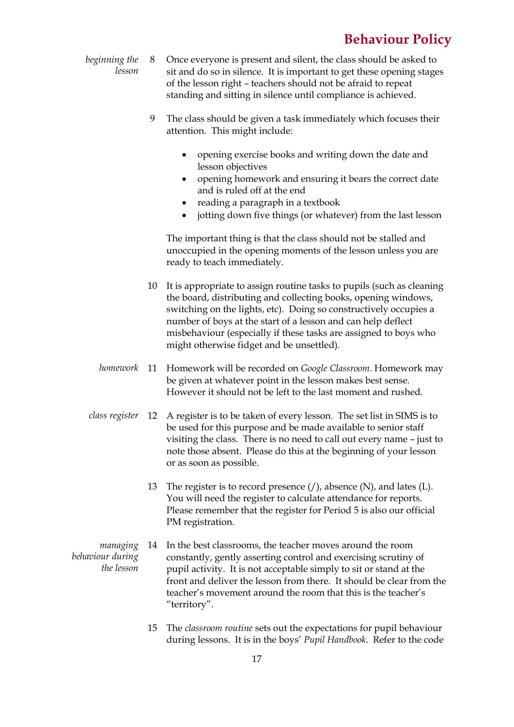*beginning the lesson*

8 Once everyone is present and silent, the class should be asked to sit and do so in silence. It is important to get these opening stages of the lesson right – teachers should not be afraid to repeat standing and sitting in silence until compliance is achieved.

9 The class should be given a task immediately which focuses their attention. This might include:

- opening exercise books and writing down the date and lesson objectives
- opening homework and ensuring it bears the correct date and is ruled off at the end
- reading a paragraph in a textbook
- jotting down five things (or whatever) from the last lesson

The important thing is that the class should not be stalled and unoccupied in the opening moments of the lesson unless you are ready to teach immediately.

10 It is appropriate to assign routine tasks to pupils (such as cleaning the board, distributing and collecting books, opening windows, switching on the lights, etc). Doing so constructively occupies a number of boys at the start of a lesson and can help deflect misbehaviour (especially if these tasks are assigned to boys who might otherwise fidget and be unsettled).

*homework*

11 Homework will be recorded on *Google Classroom*. Homework may be given at whatever point in the lesson makes best sense. However it should not be left to the last moment and rushed.

*class register*

12 A register is to be taken of every lesson. The set list in SIMS is to be used for this purpose and be made available to senior staff visiting the class. There is no need to call out every name – just to note those absent. Please do this at the beginning of your lesson or as soon as possible.

13 The register is to record presence (/), absence (N), and lates (L). You will need the register to calculate attendance for reports. Please remember that the register for Period 5 is also our official PM registration.

*managing behaviour during the lesson*

14 In the best classrooms, the teacher moves around the room constantly, gently asserting control and exercising scrutiny of pupil activity. It is not acceptable simply to sit or stand at the front and deliver the lesson from there. It should be clear from the teacher's movement around the room that this is the teacher's "territory".

15 The *classroom routine* sets out the expectations for pupil behaviour during lessons. It is in the boys' *Pupil Handbook*. Refer to the code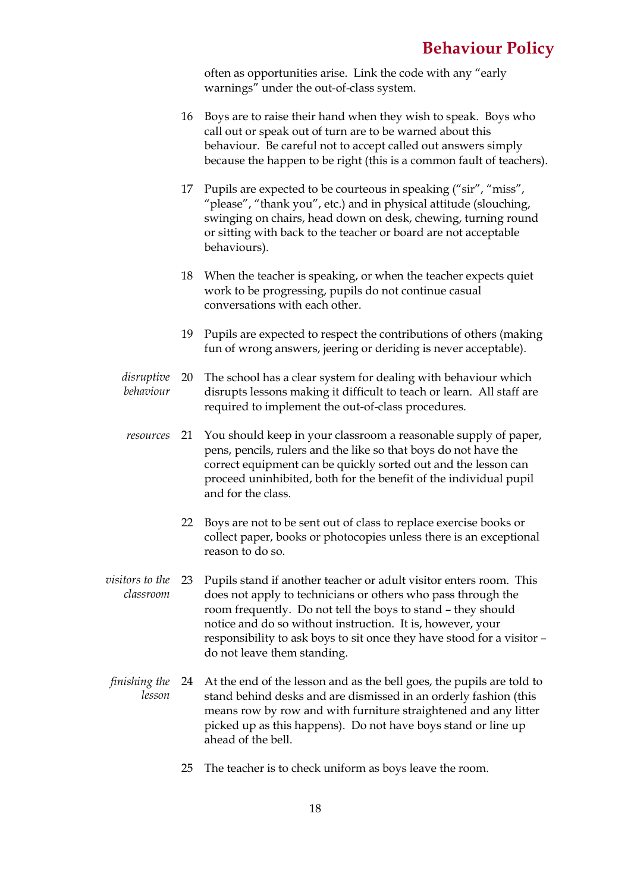often as opportunities arise. Link the code with any "early warnings" under the out-of-class system.

16 Boys are to raise their hand when they wish to speak. Boys who call out or speak out of turn are to be warned about this behaviour. Be careful not to accept called out answers simply because the happen to be right (this is a common fault of teachers).

17 Pupils are expected to be courteous in speaking ("sir", "miss", "please", "thank you", etc.) and in physical attitude (slouching, swinging on chairs, head down on desk, chewing, turning round or sitting with back to the teacher or board are not acceptable behaviours).

18 When the teacher is speaking, or when the teacher expects quiet work to be progressing, pupils do not continue casual conversations with each other.

19 Pupils are expected to respect the contributions of others (making fun of wrong answers, jeering or deriding is never acceptable).

*disruptive behaviour*

20 The school has a clear system for dealing with behaviour which disrupts lessons making it difficult to teach or learn. All staff are required to implement the out-of-class procedures.

*resources*

21 You should keep in your classroom a reasonable supply of paper, pens, pencils, rulers and the like so that boys do not have the correct equipment can be quickly sorted out and the lesson can proceed uninhibited, both for the benefit of the individual pupil and for the class.

22 Boys are not to be sent out of class to replace exercise books or collect paper, books or photocopies unless there is an exceptional reason to do so.

*visitors to the classroom*

23 Pupils stand if another teacher or adult visitor enters room. This does not apply to technicians or others who pass through the room frequently. Do not tell the boys to stand – they should notice and do so without instruction. It is, however, your responsibility to ask boys to sit once they have stood for a visitor – do not leave them standing.

*finishing the lesson*

24 At the end of the lesson and as the bell goes, the pupils are told to stand behind desks and are dismissed in an orderly fashion (this means row by row and with furniture straightened and any litter picked up as this happens). Do not have boys stand or line up ahead of the bell.

25 The teacher is to check uniform as boys leave the room.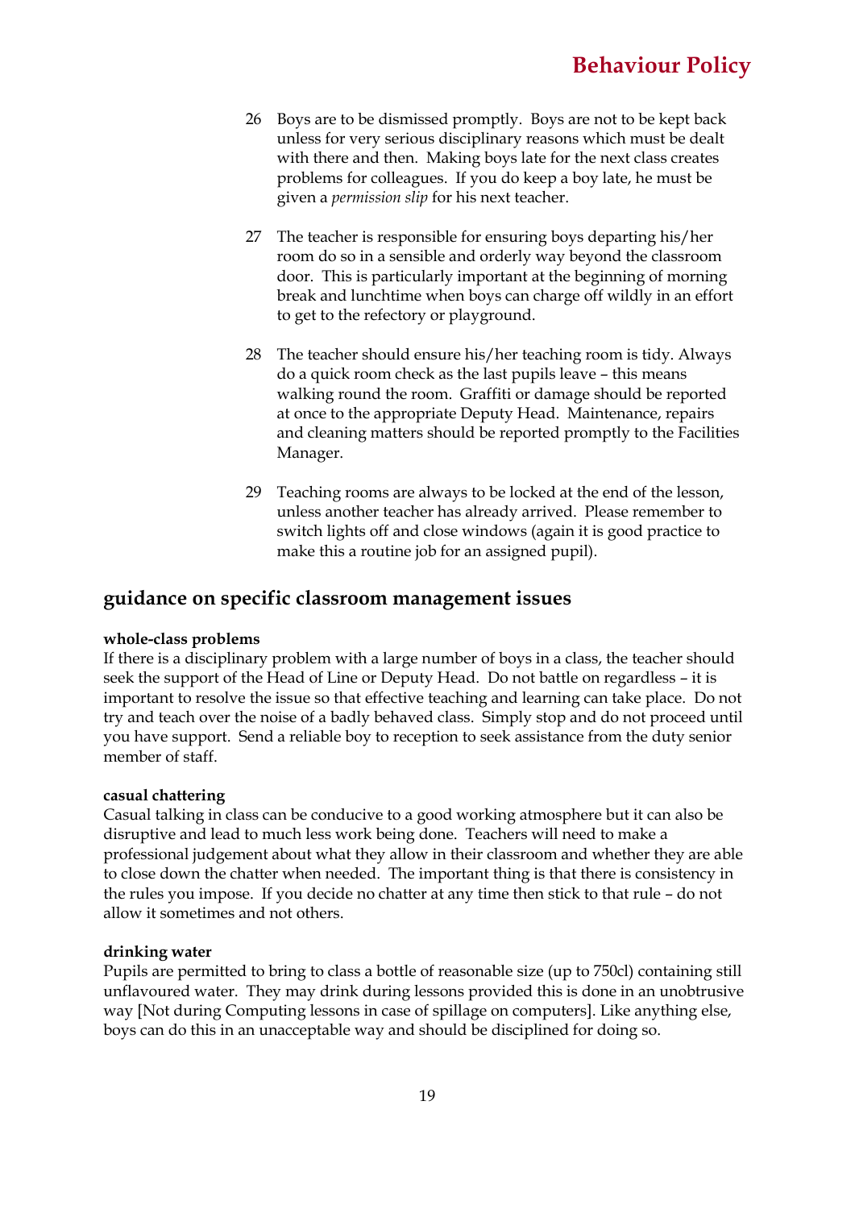26 Boys are to be dismissed promptly. Boys are not to be kept back unless for very serious disciplinary reasons which must be dealt with there and then. Making boys late for the next class creates problems for colleagues. If you do keep a boy late, he must be given a *permission slip* for his next teacher.

27 The teacher is responsible for ensuring boys departing his/her room do so in a sensible and orderly way beyond the classroom door. This is particularly important at the beginning of morning break and lunchtime when boys can charge off wildly in an effort to get to the refectory or playground.

28 The teacher should ensure his/her teaching room is tidy. Always do a quick room check as the last pupils leave – this means walking round the room. Graffiti or damage should be reported at once to the appropriate Deputy Head. Maintenance, repairs and cleaning matters should be reported promptly to the Facilities Manager.

29 Teaching rooms are always to be locked at the end of the lesson, unless another teacher has already arrived. Please remember to switch lights off and close windows (again it is good practice to make this a routine job for an assigned pupil).

## guidance on specific classroom management issues

**whole-class problems**
If there is a disciplinary problem with a large number of boys in a class, the teacher should seek the support of the Head of Line or Deputy Head. Do not battle on regardless – it is important to resolve the issue so that effective teaching and learning can take place. Do not try and teach over the noise of a badly behaved class. Simply stop and do not proceed until you have support. Send a reliable boy to reception to seek assistance from the duty senior member of staff.

**casual chattering**
Casual talking in class can be conducive to a good working atmosphere but it can also be disruptive and lead to much less work being done. Teachers will need to make a professional judgement about what they allow in their classroom and whether they are able to close down the chatter when needed. The important thing is that there is consistency in the rules you impose. If you decide no chatter at any time then stick to that rule – do not allow it sometimes and not others.

**drinking water**
Pupils are permitted to bring to class a bottle of reasonable size (up to 750cl) containing still unflavoured water. They may drink during lessons provided this is done in an unobtrusive way [Not during Computing lessons in case of spillage on computers]. Like anything else, boys can do this in an unacceptable way and should be disciplined for doing so.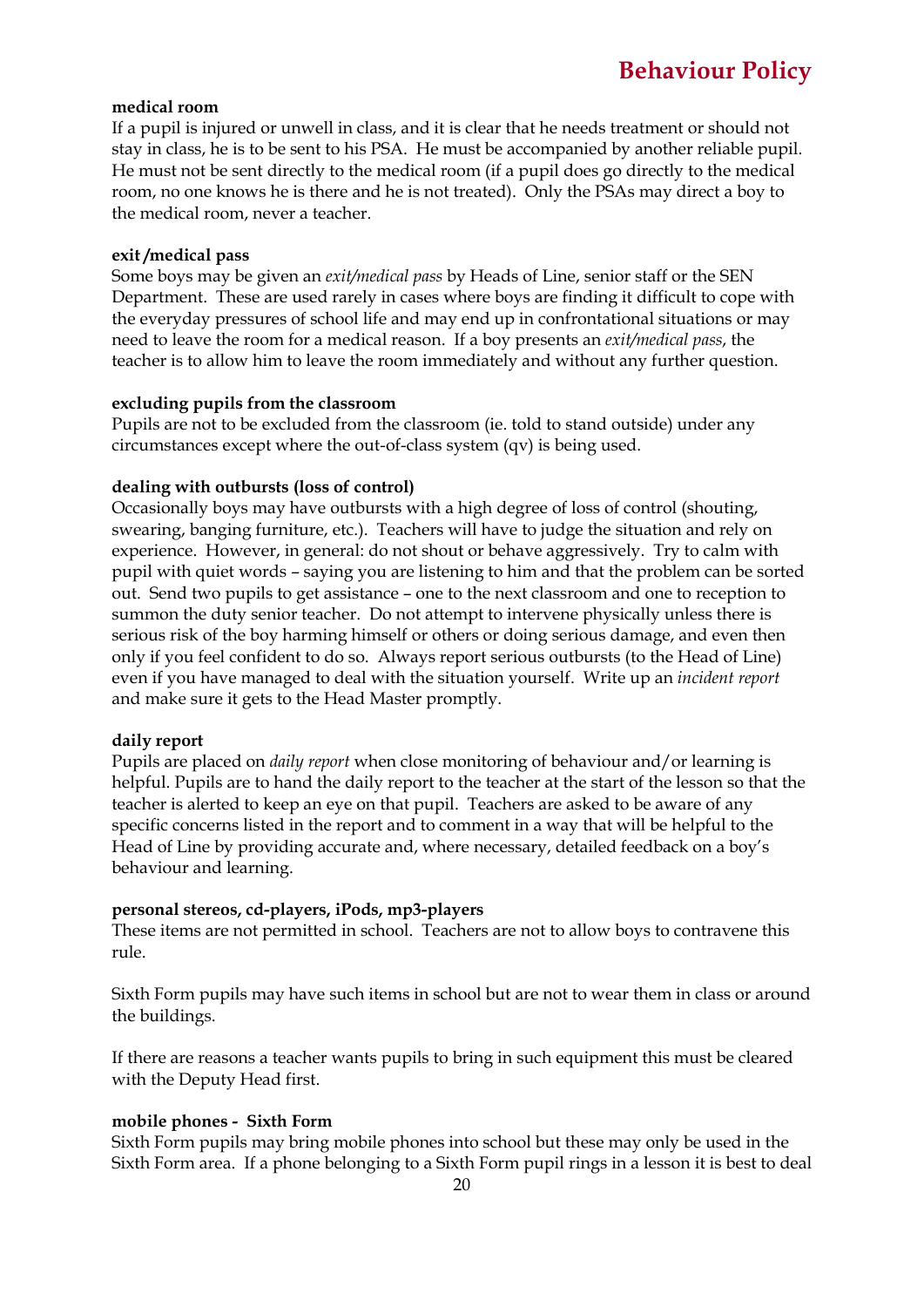**medical room**

If a pupil is injured or unwell in class, and it is clear that he needs treatment or should not stay in class, he is to be sent to his PSA. He must be accompanied by another reliable pupil. He must not be sent directly to the medical room (if a pupil does go directly to the medical room, no one knows he is there and he is not treated). Only the PSAs may direct a boy to the medical room, never a teacher.

**exit /medical pass**

Some boys may be given an *exit/medical pass* by Heads of Line, senior staff or the SEN Department. These are used rarely in cases where boys are finding it difficult to cope with the everyday pressures of school life and may end up in confrontational situations or may need to leave the room for a medical reason. If a boy presents an *exit/medical pass*, the teacher is to allow him to leave the room immediately and without any further question.

**excluding pupils from the classroom**

Pupils are not to be excluded from the classroom (ie. told to stand outside) under any circumstances except where the out-of-class system (qv) is being used.

**dealing with outbursts (loss of control)**

Occasionally boys may have outbursts with a high degree of loss of control (shouting, swearing, banging furniture, etc.). Teachers will have to judge the situation and rely on experience. However, in general: do not shout or behave aggressively. Try to calm with pupil with quiet words – saying you are listening to him and that the problem can be sorted out. Send two pupils to get assistance – one to the next classroom and one to reception to summon the duty senior teacher. Do not attempt to intervene physically unless there is serious risk of the boy harming himself or others or doing serious damage, and even then only if you feel confident to do so. Always report serious outbursts (to the Head of Line) even if you have managed to deal with the situation yourself. Write up an *incident report* and make sure it gets to the Head Master promptly.

**daily report**

Pupils are placed on *daily report* when close monitoring of behaviour and/or learning is helpful. Pupils are to hand the daily report to the teacher at the start of the lesson so that the teacher is alerted to keep an eye on that pupil. Teachers are asked to be aware of any specific concerns listed in the report and to comment in a way that will be helpful to the Head of Line by providing accurate and, where necessary, detailed feedback on a boy's behaviour and learning.

**personal stereos, cd-players, iPods, mp3-players**

These items are not permitted in school. Teachers are not to allow boys to contravene this rule.

Sixth Form pupils may have such items in school but are not to wear them in class or around the buildings.

If there are reasons a teacher wants pupils to bring in such equipment this must be cleared with the Deputy Head first.

**mobile phones - Sixth Form**

Sixth Form pupils may bring mobile phones into school but these may only be used in the Sixth Form area. If a phone belonging to a Sixth Form pupil rings in a lesson it is best to deal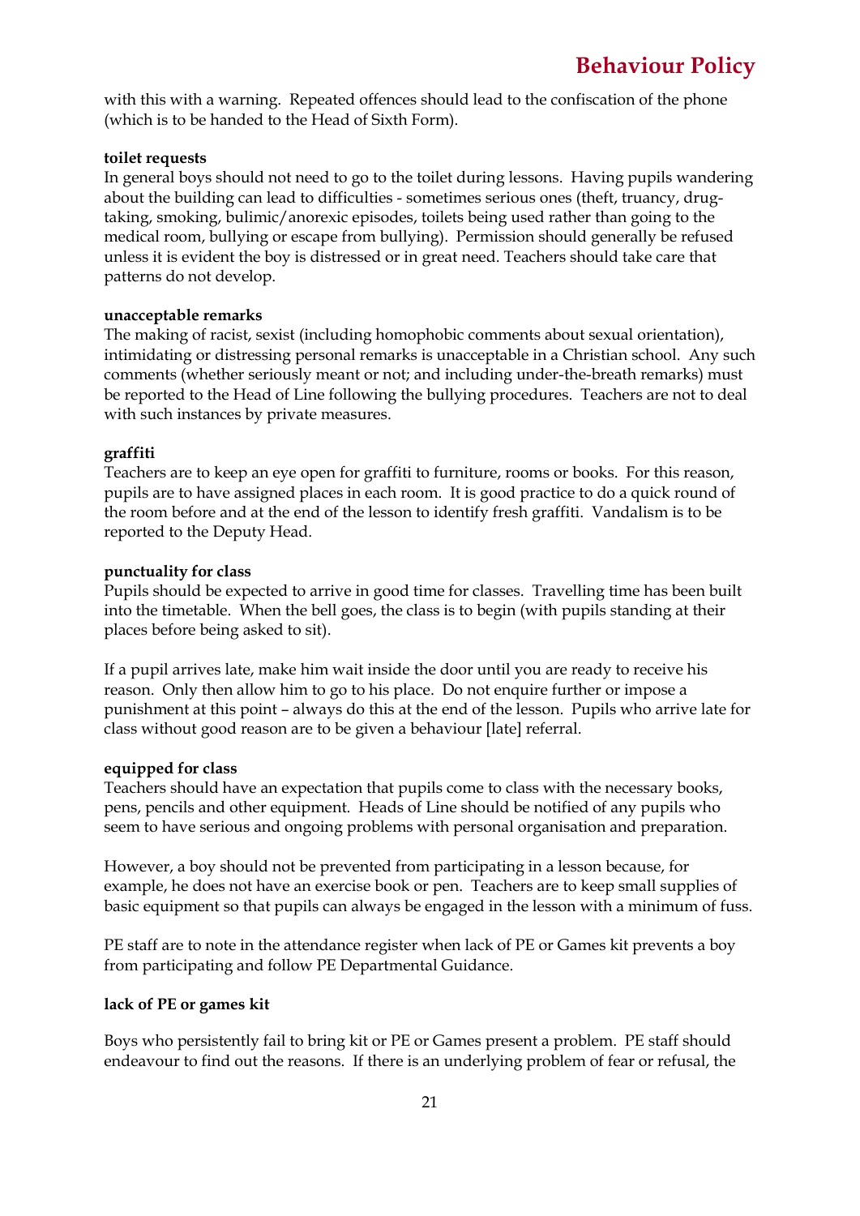with this with a warning. Repeated offences should lead to the confiscation of the phone (which is to be handed to the Head of Sixth Form).

**toilet requests**

In general boys should not need to go to the toilet during lessons. Having pupils wandering about the building can lead to difficulties - sometimes serious ones (theft, truancy, drug-taking, smoking, bulimic/anorexic episodes, toilets being used rather than going to the medical room, bullying or escape from bullying). Permission should generally be refused unless it is evident the boy is distressed or in great need. Teachers should take care that patterns do not develop.

**unacceptable remarks**

The making of racist, sexist (including homophobic comments about sexual orientation), intimidating or distressing personal remarks is unacceptable in a Christian school. Any such comments (whether seriously meant or not; and including under-the-breath remarks) must be reported to the Head of Line following the bullying procedures. Teachers are not to deal with such instances by private measures.

**graffiti**

Teachers are to keep an eye open for graffiti to furniture, rooms or books. For this reason, pupils are to have assigned places in each room. It is good practice to do a quick round of the room before and at the end of the lesson to identify fresh graffiti. Vandalism is to be reported to the Deputy Head.

**punctuality for class**

Pupils should be expected to arrive in good time for classes. Travelling time has been built into the timetable. When the bell goes, the class is to begin (with pupils standing at their places before being asked to sit).

If a pupil arrives late, make him wait inside the door until you are ready to receive his reason. Only then allow him to go to his place. Do not enquire further or impose a punishment at this point – always do this at the end of the lesson. Pupils who arrive late for class without good reason are to be given a behaviour [late] referral.

**equipped for class**

Teachers should have an expectation that pupils come to class with the necessary books, pens, pencils and other equipment. Heads of Line should be notified of any pupils who seem to have serious and ongoing problems with personal organisation and preparation.

However, a boy should not be prevented from participating in a lesson because, for example, he does not have an exercise book or pen. Teachers are to keep small supplies of basic equipment so that pupils can always be engaged in the lesson with a minimum of fuss.

PE staff are to note in the attendance register when lack of PE or Games kit prevents a boy from participating and follow PE Departmental Guidance.

**lack of PE or games kit**

Boys who persistently fail to bring kit or PE or Games present a problem. PE staff should endeavour to find out the reasons. If there is an underlying problem of fear or refusal, the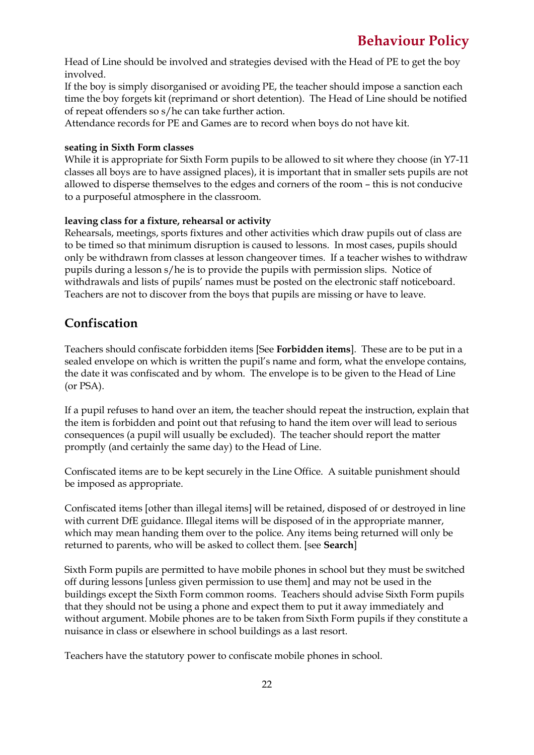Head of Line should be involved and strategies devised with the Head of PE to get the boy involved.
If the boy is simply disorganised or avoiding PE, the teacher should impose a sanction each time the boy forgets kit (reprimand or short detention). The Head of Line should be notified of repeat offenders so s/he can take further action.
Attendance records for PE and Games are to record when boys do not have kit.

**seating in Sixth Form classes**
While it is appropriate for Sixth Form pupils to be allowed to sit where they choose (in Y7-11 classes all boys are to have assigned places), it is important that in smaller sets pupils are not allowed to disperse themselves to the edges and corners of the room – this is not conducive to a purposeful atmosphere in the classroom.

**leaving class for a fixture, rehearsal or activity**
Rehearsals, meetings, sports fixtures and other activities which draw pupils out of class are to be timed so that minimum disruption is caused to lessons. In most cases, pupils should only be withdrawn from classes at lesson changeover times. If a teacher wishes to withdraw pupils during a lesson s/he is to provide the pupils with permission slips. Notice of withdrawals and lists of pupils' names must be posted on the electronic staff noticeboard. Teachers are not to discover from the boys that pupils are missing or have to leave.

## Confiscation

Teachers should confiscate forbidden items [See **Forbidden items**]. These are to be put in a sealed envelope on which is written the pupil's name and form, what the envelope contains, the date it was confiscated and by whom. The envelope is to be given to the Head of Line (or PSA).

If a pupil refuses to hand over an item, the teacher should repeat the instruction, explain that the item is forbidden and point out that refusing to hand the item over will lead to serious consequences (a pupil will usually be excluded). The teacher should report the matter promptly (and certainly the same day) to the Head of Line.

Confiscated items are to be kept securely in the Line Office. A suitable punishment should be imposed as appropriate.

Confiscated items [other than illegal items] will be retained, disposed of or destroyed in line with current DfE guidance. Illegal items will be disposed of in the appropriate manner, which may mean handing them over to the police. Any items being returned will only be returned to parents, who will be asked to collect them. [see **Search**]

Sixth Form pupils are permitted to have mobile phones in school but they must be switched off during lessons [unless given permission to use them] and may not be used in the buildings except the Sixth Form common rooms. Teachers should advise Sixth Form pupils that they should not be using a phone and expect them to put it away immediately and without argument. Mobile phones are to be taken from Sixth Form pupils if they constitute a nuisance in class or elsewhere in school buildings as a last resort.

Teachers have the statutory power to confiscate mobile phones in school.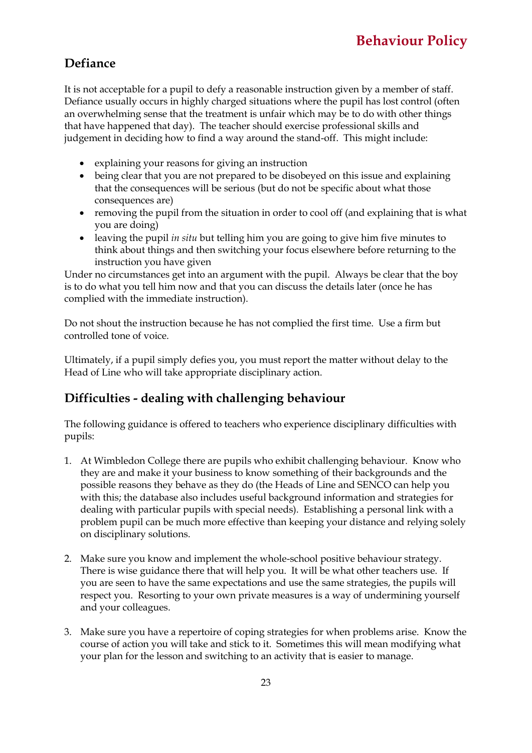## Defiance

It is not acceptable for a pupil to defy a reasonable instruction given by a member of staff. Defiance usually occurs in highly charged situations where the pupil has lost control (often an overwhelming sense that the treatment is unfair which may be to do with other things that have happened that day). The teacher should exercise professional skills and judgement in deciding how to find a way around the stand-off. This might include:

- explaining your reasons for giving an instruction
- being clear that you are not prepared to be disobeyed on this issue and explaining that the consequences will be serious (but do not be specific about what those consequences are)
- removing the pupil from the situation in order to cool off (and explaining that is what you are doing)
- leaving the pupil *in situ* but telling him you are going to give him five minutes to think about things and then switching your focus elsewhere before returning to the instruction you have given

Under no circumstances get into an argument with the pupil. Always be clear that the boy is to do what you tell him now and that you can discuss the details later (once he has complied with the immediate instruction).

Do not shout the instruction because he has not complied the first time. Use a firm but controlled tone of voice.

Ultimately, if a pupil simply defies you, you must report the matter without delay to the Head of Line who will take appropriate disciplinary action.

## Difficulties - dealing with challenging behaviour

The following guidance is offered to teachers who experience disciplinary difficulties with pupils:

1. At Wimbledon College there are pupils who exhibit challenging behaviour. Know who they are and make it your business to know something of their backgrounds and the possible reasons they behave as they do (the Heads of Line and SENCO can help you with this; the database also includes useful background information and strategies for dealing with particular pupils with special needs). Establishing a personal link with a problem pupil can be much more effective than keeping your distance and relying solely on disciplinary solutions.

2. Make sure you know and implement the whole-school positive behaviour strategy. There is wise guidance there that will help you. It will be what other teachers use. If you are seen to have the same expectations and use the same strategies, the pupils will respect you. Resorting to your own private measures is a way of undermining yourself and your colleagues.

3. Make sure you have a repertoire of coping strategies for when problems arise. Know the course of action you will take and stick to it. Sometimes this will mean modifying what your plan for the lesson and switching to an activity that is easier to manage.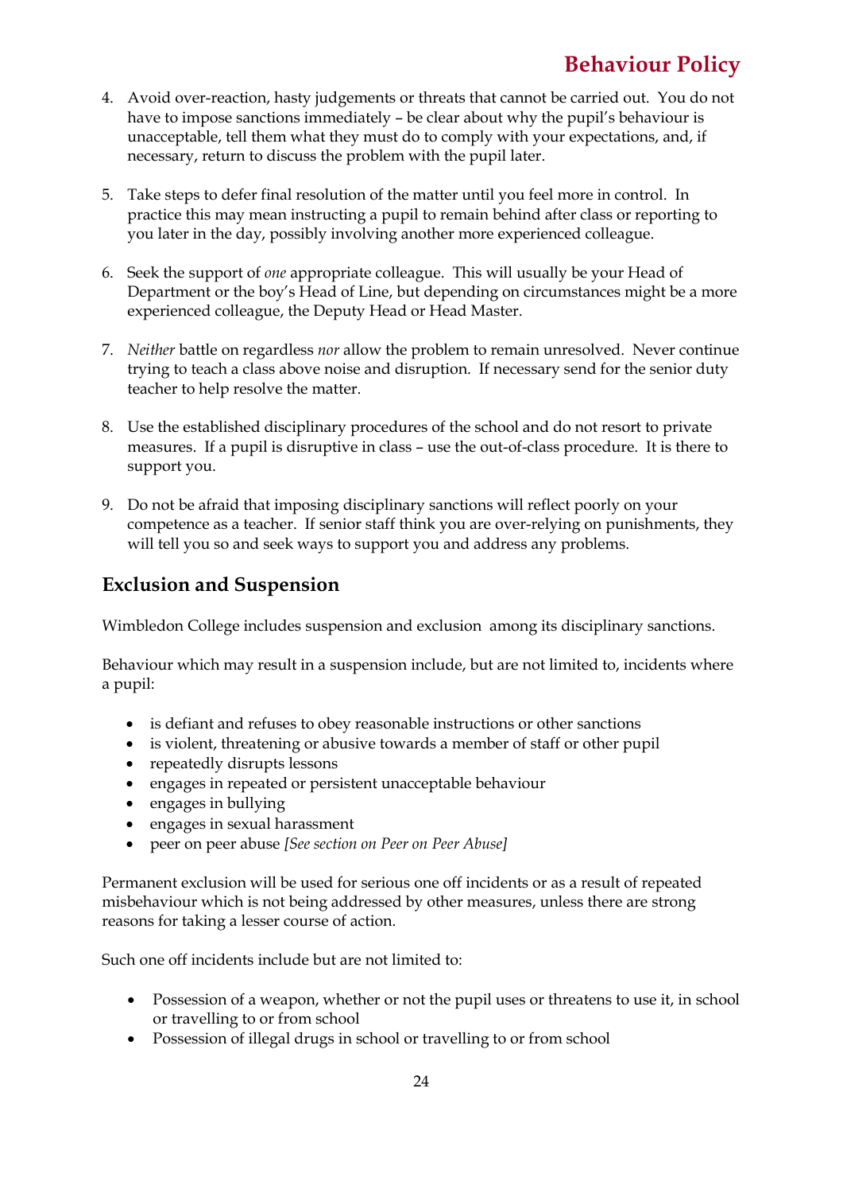4. Avoid over-reaction, hasty judgements or threats that cannot be carried out. You do not have to impose sanctions immediately – be clear about why the pupil's behaviour is unacceptable, tell them what they must do to comply with your expectations, and, if necessary, return to discuss the problem with the pupil later.

5. Take steps to defer final resolution of the matter until you feel more in control. In practice this may mean instructing a pupil to remain behind after class or reporting to you later in the day, possibly involving another more experienced colleague.

6. Seek the support of *one* appropriate colleague. This will usually be your Head of Department or the boy's Head of Line, but depending on circumstances might be a more experienced colleague, the Deputy Head or Head Master.

7. *Neither* battle on regardless *nor* allow the problem to remain unresolved. Never continue trying to teach a class above noise and disruption. If necessary send for the senior duty teacher to help resolve the matter.

8. Use the established disciplinary procedures of the school and do not resort to private measures. If a pupil is disruptive in class – use the out-of-class procedure. It is there to support you.

9. Do not be afraid that imposing disciplinary sanctions will reflect poorly on your competence as a teacher. If senior staff think you are over-relying on punishments, they will tell you so and seek ways to support you and address any problems.

## Exclusion and Suspension

Wimbledon College includes suspension and exclusion among its disciplinary sanctions.

Behaviour which may result in a suspension include, but are not limited to, incidents where a pupil:

- is defiant and refuses to obey reasonable instructions or other sanctions
- is violent, threatening or abusive towards a member of staff or other pupil
- repeatedly disrupts lessons
- engages in repeated or persistent unacceptable behaviour
- engages in bullying
- engages in sexual harassment
- peer on peer abuse *[See section on Peer on Peer Abuse]*

Permanent exclusion will be used for serious one off incidents or as a result of repeated misbehaviour which is not being addressed by other measures, unless there are strong reasons for taking a lesser course of action.

Such one off incidents include but are not limited to:

- Possession of a weapon, whether or not the pupil uses or threatens to use it, in school or travelling to or from school
- Possession of illegal drugs in school or travelling to or from school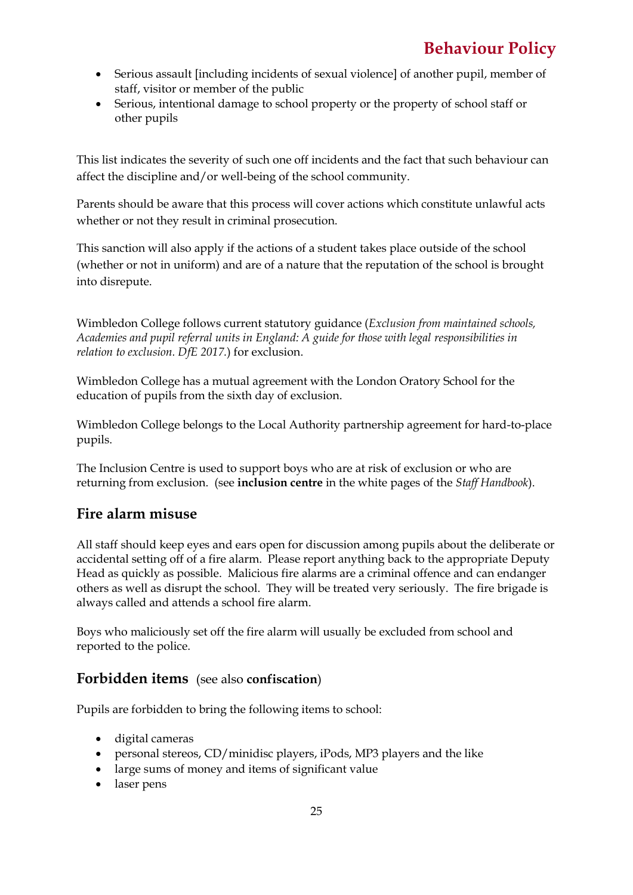- Serious assault [including incidents of sexual violence] of another pupil, member of staff, visitor or member of the public
- Serious, intentional damage to school property or the property of school staff or other pupils

This list indicates the severity of such one off incidents and the fact that such behaviour can affect the discipline and/or well-being of the school community.

Parents should be aware that this process will cover actions which constitute unlawful acts whether or not they result in criminal prosecution.

This sanction will also apply if the actions of a student takes place outside of the school (whether or not in uniform) and are of a nature that the reputation of the school is brought into disrepute.

Wimbledon College follows current statutory guidance (*Exclusion from maintained schools, Academies and pupil referral units in England: A guide for those with legal responsibilities in relation to exclusion. DfE 2017.*) for exclusion.

Wimbledon College has a mutual agreement with the London Oratory School for the education of pupils from the sixth day of exclusion.

Wimbledon College belongs to the Local Authority partnership agreement for hard-to-place pupils.

The Inclusion Centre is used to support boys who are at risk of exclusion or who are returning from exclusion. (see **inclusion centre** in the white pages of the *Staff Handbook*).

## Fire alarm misuse

All staff should keep eyes and ears open for discussion among pupils about the deliberate or accidental setting off of a fire alarm. Please report anything back to the appropriate Deputy Head as quickly as possible. Malicious fire alarms are a criminal offence and can endanger others as well as disrupt the school. They will be treated very seriously. The fire brigade is always called and attends a school fire alarm.

Boys who maliciously set off the fire alarm will usually be excluded from school and reported to the police.

## Forbidden items (see also **confiscation**)

Pupils are forbidden to bring the following items to school:

- digital cameras
- personal stereos, CD/minidisc players, iPods, MP3 players and the like
- large sums of money and items of significant value
- laser pens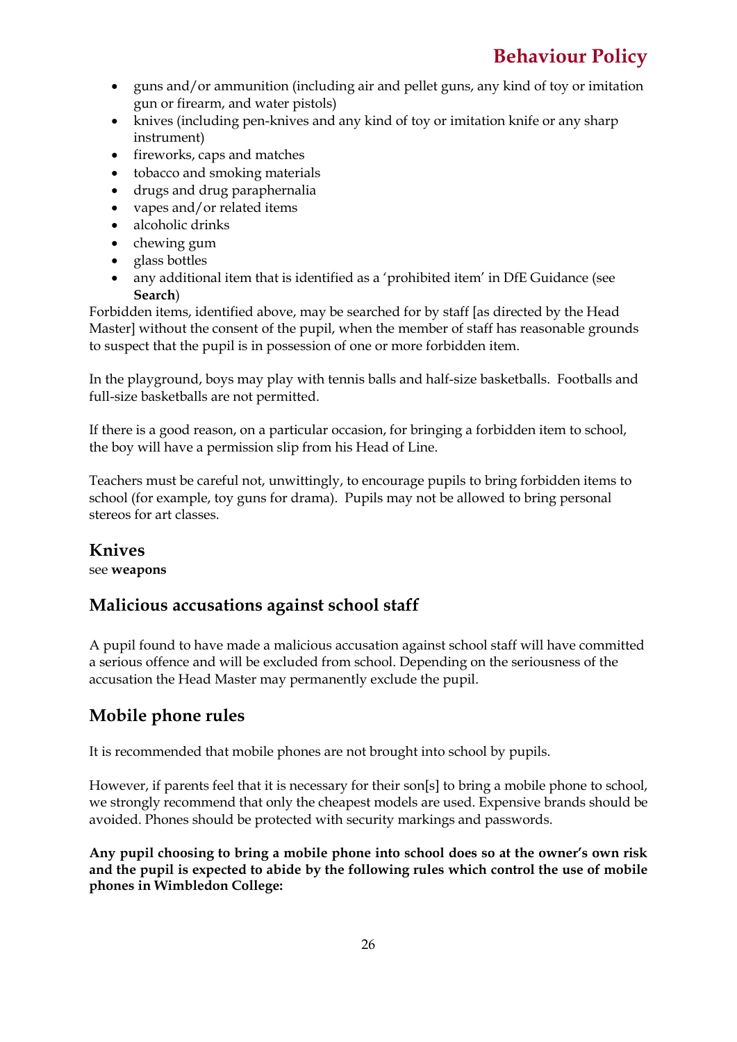- guns and/or ammunition (including air and pellet guns, any kind of toy or imitation gun or firearm, and water pistols)
- knives (including pen-knives and any kind of toy or imitation knife or any sharp instrument)
- fireworks, caps and matches
- tobacco and smoking materials
- drugs and drug paraphernalia
- vapes and/or related items
- alcoholic drinks
- chewing gum
- glass bottles
- any additional item that is identified as a 'prohibited item' in DfE Guidance (see **Search**)

Forbidden items, identified above, may be searched for by staff [as directed by the Head Master] without the consent of the pupil, when the member of staff has reasonable grounds to suspect that the pupil is in possession of one or more forbidden item.

In the playground, boys may play with tennis balls and half-size basketballs. Footballs and full-size basketballs are not permitted.

If there is a good reason, on a particular occasion, for bringing a forbidden item to school, the boy will have a permission slip from his Head of Line.

Teachers must be careful not, unwittingly, to encourage pupils to bring forbidden items to school (for example, toy guns for drama). Pupils may not be allowed to bring personal stereos for art classes.

## Knives

see **weapons**

## Malicious accusations against school staff

A pupil found to have made a malicious accusation against school staff will have committed a serious offence and will be excluded from school. Depending on the seriousness of the accusation the Head Master may permanently exclude the pupil.

## Mobile phone rules

It is recommended that mobile phones are not brought into school by pupils.

However, if parents feel that it is necessary for their son[s] to bring a mobile phone to school, we strongly recommend that only the cheapest models are used. Expensive brands should be avoided. Phones should be protected with security markings and passwords.

**Any pupil choosing to bring a mobile phone into school does so at the owner's own risk and the pupil is expected to abide by the following rules which control the use of mobile phones in Wimbledon College:**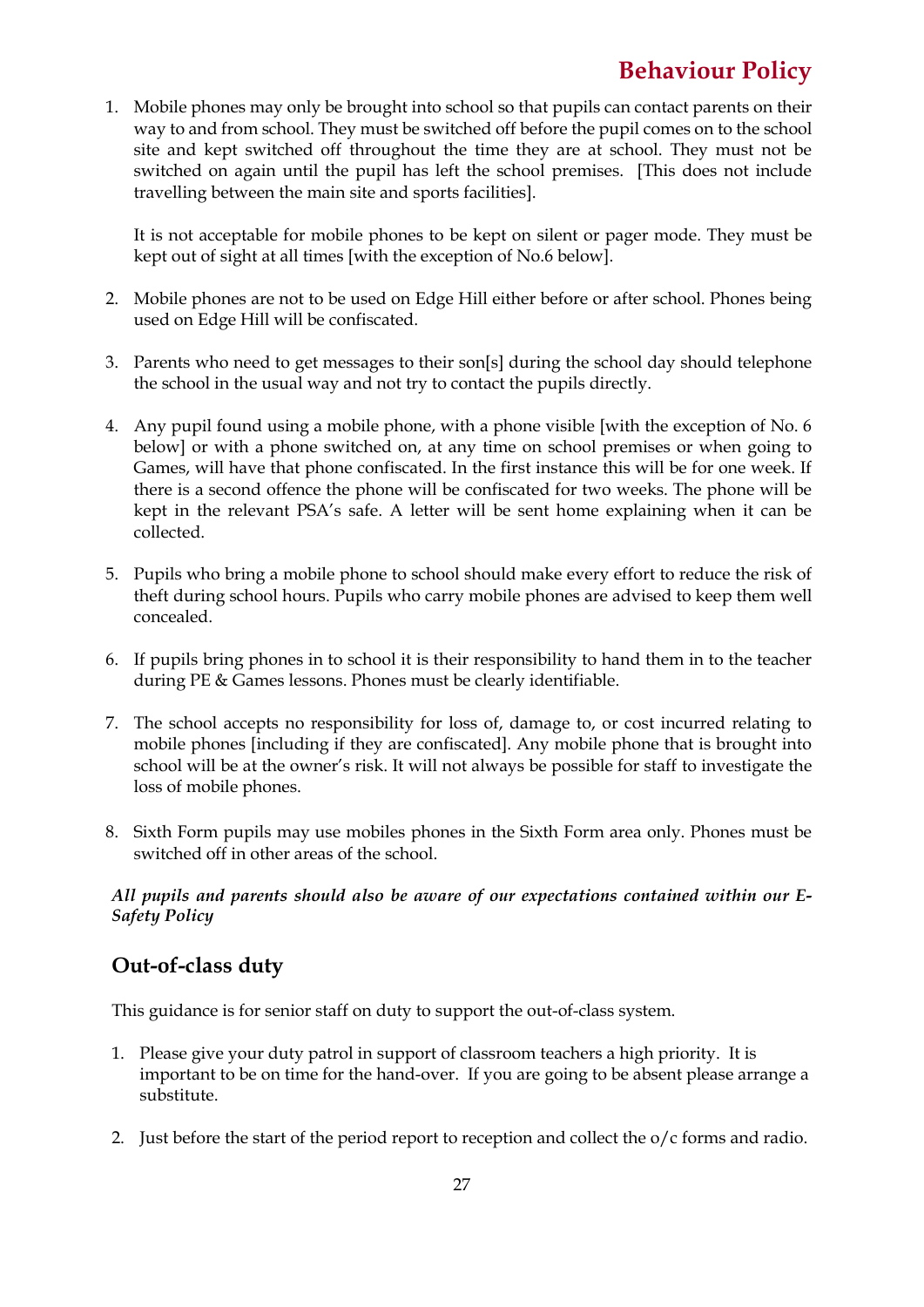1. Mobile phones may only be brought into school so that pupils can contact parents on their way to and from school. They must be switched off before the pupil comes on to the school site and kept switched off throughout the time they are at school. They must not be switched on again until the pupil has left the school premises. [This does not include travelling between the main site and sports facilities].

   It is not acceptable for mobile phones to be kept on silent or pager mode. They must be kept out of sight at all times [with the exception of No.6 below].

2. Mobile phones are not to be used on Edge Hill either before or after school. Phones being used on Edge Hill will be confiscated.

3. Parents who need to get messages to their son[s] during the school day should telephone the school in the usual way and not try to contact the pupils directly.

4. Any pupil found using a mobile phone, with a phone visible [with the exception of No. 6 below] or with a phone switched on, at any time on school premises or when going to Games, will have that phone confiscated. In the first instance this will be for one week. If there is a second offence the phone will be confiscated for two weeks. The phone will be kept in the relevant PSA's safe. A letter will be sent home explaining when it can be collected.

5. Pupils who bring a mobile phone to school should make every effort to reduce the risk of theft during school hours. Pupils who carry mobile phones are advised to keep them well concealed.

6. If pupils bring phones in to school it is their responsibility to hand them in to the teacher during PE & Games lessons. Phones must be clearly identifiable.

7. The school accepts no responsibility for loss of, damage to, or cost incurred relating to mobile phones [including if they are confiscated]. Any mobile phone that is brought into school will be at the owner's risk. It will not always be possible for staff to investigate the loss of mobile phones.

8. Sixth Form pupils may use mobiles phones in the Sixth Form area only. Phones must be switched off in other areas of the school.

***All pupils and parents should also be aware of our expectations contained within our E-Safety Policy***

## Out-of-class duty

This guidance is for senior staff on duty to support the out-of-class system.

1. Please give your duty patrol in support of classroom teachers a high priority. It is important to be on time for the hand-over. If you are going to be absent please arrange a substitute.

2. Just before the start of the period report to reception and collect the o/c forms and radio.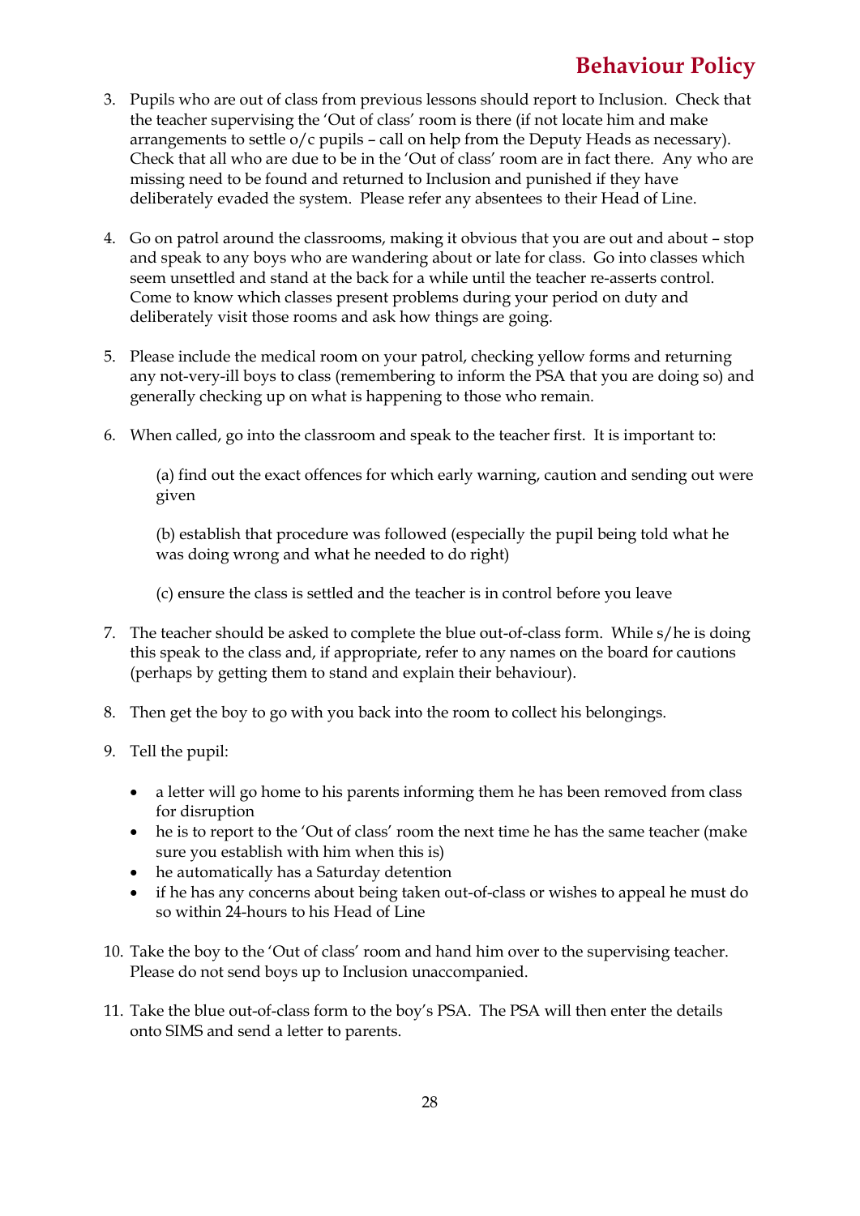3. Pupils who are out of class from previous lessons should report to Inclusion. Check that the teacher supervising the 'Out of class' room is there (if not locate him and make arrangements to settle o/c pupils – call on help from the Deputy Heads as necessary). Check that all who are due to be in the 'Out of class' room are in fact there. Any who are missing need to be found and returned to Inclusion and punished if they have deliberately evaded the system. Please refer any absentees to their Head of Line.

4. Go on patrol around the classrooms, making it obvious that you are out and about – stop and speak to any boys who are wandering about or late for class. Go into classes which seem unsettled and stand at the back for a while until the teacher re-asserts control. Come to know which classes present problems during your period on duty and deliberately visit those rooms and ask how things are going.

5. Please include the medical room on your patrol, checking yellow forms and returning any not-very-ill boys to class (remembering to inform the PSA that you are doing so) and generally checking up on what is happening to those who remain.

6. When called, go into the classroom and speak to the teacher first. It is important to:

   (a) find out the exact offences for which early warning, caution and sending out were given

   (b) establish that procedure was followed (especially the pupil being told what he was doing wrong and what he needed to do right)

   (c) ensure the class is settled and the teacher is in control before you leave

7. The teacher should be asked to complete the blue out-of-class form. While s/he is doing this speak to the class and, if appropriate, refer to any names on the board for cautions (perhaps by getting them to stand and explain their behaviour).

8. Then get the boy to go with you back into the room to collect his belongings.

9. Tell the pupil:

   - a letter will go home to his parents informing them he has been removed from class for disruption
   - he is to report to the 'Out of class' room the next time he has the same teacher (make sure you establish with him when this is)
   - he automatically has a Saturday detention
   - if he has any concerns about being taken out-of-class or wishes to appeal he must do so within 24-hours to his Head of Line

10. Take the boy to the 'Out of class' room and hand him over to the supervising teacher. Please do not send boys up to Inclusion unaccompanied.

11. Take the blue out-of-class form to the boy's PSA. The PSA will then enter the details onto SIMS and send a letter to parents.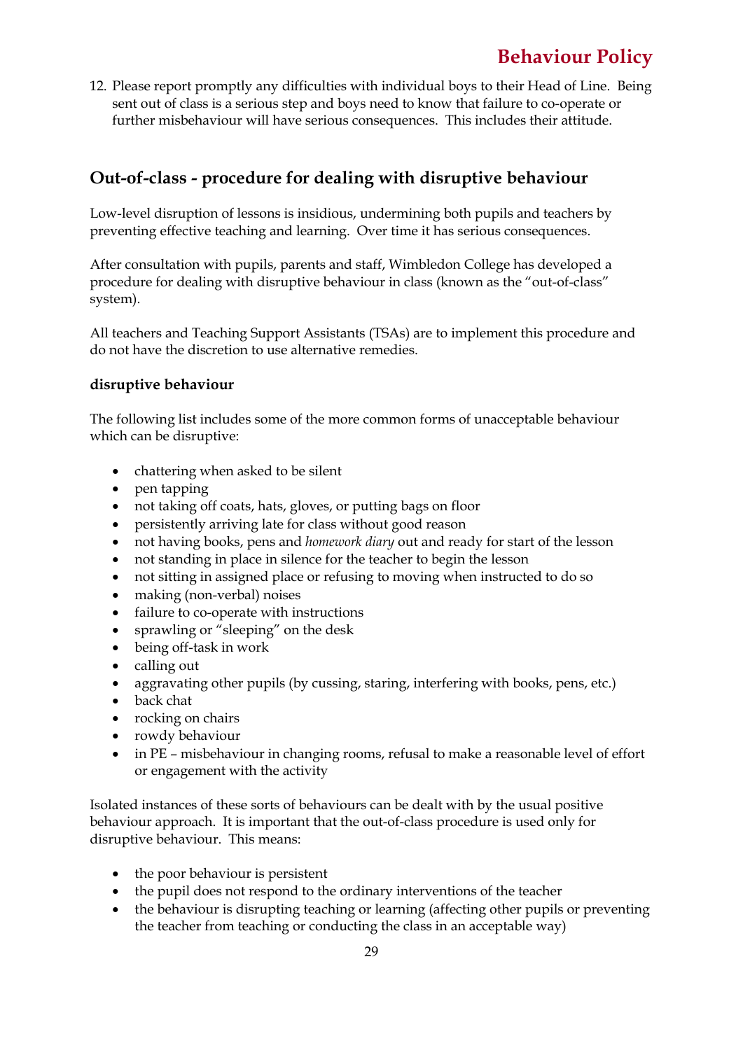12. Please report promptly any difficulties with individual boys to their Head of Line. Being sent out of class is a serious step and boys need to know that failure to co-operate or further misbehaviour will have serious consequences. This includes their attitude.

## Out-of-class - procedure for dealing with disruptive behaviour

Low-level disruption of lessons is insidious, undermining both pupils and teachers by preventing effective teaching and learning. Over time it has serious consequences.

After consultation with pupils, parents and staff, Wimbledon College has developed a procedure for dealing with disruptive behaviour in class (known as the "out-of-class" system).

All teachers and Teaching Support Assistants (TSAs) are to implement this procedure and do not have the discretion to use alternative remedies.

### disruptive behaviour

The following list includes some of the more common forms of unacceptable behaviour which can be disruptive:

- chattering when asked to be silent
- pen tapping
- not taking off coats, hats, gloves, or putting bags on floor
- persistently arriving late for class without good reason
- not having books, pens and *homework diary* out and ready for start of the lesson
- not standing in place in silence for the teacher to begin the lesson
- not sitting in assigned place or refusing to moving when instructed to do so
- making (non-verbal) noises
- failure to co-operate with instructions
- sprawling or "sleeping" on the desk
- being off-task in work
- calling out
- aggravating other pupils (by cussing, staring, interfering with books, pens, etc.)
- back chat
- rocking on chairs
- rowdy behaviour
- in PE – misbehaviour in changing rooms, refusal to make a reasonable level of effort or engagement with the activity

Isolated instances of these sorts of behaviours can be dealt with by the usual positive behaviour approach. It is important that the out-of-class procedure is used only for disruptive behaviour. This means:

- the poor behaviour is persistent
- the pupil does not respond to the ordinary interventions of the teacher
- the behaviour is disrupting teaching or learning (affecting other pupils or preventing the teacher from teaching or conducting the class in an acceptable way)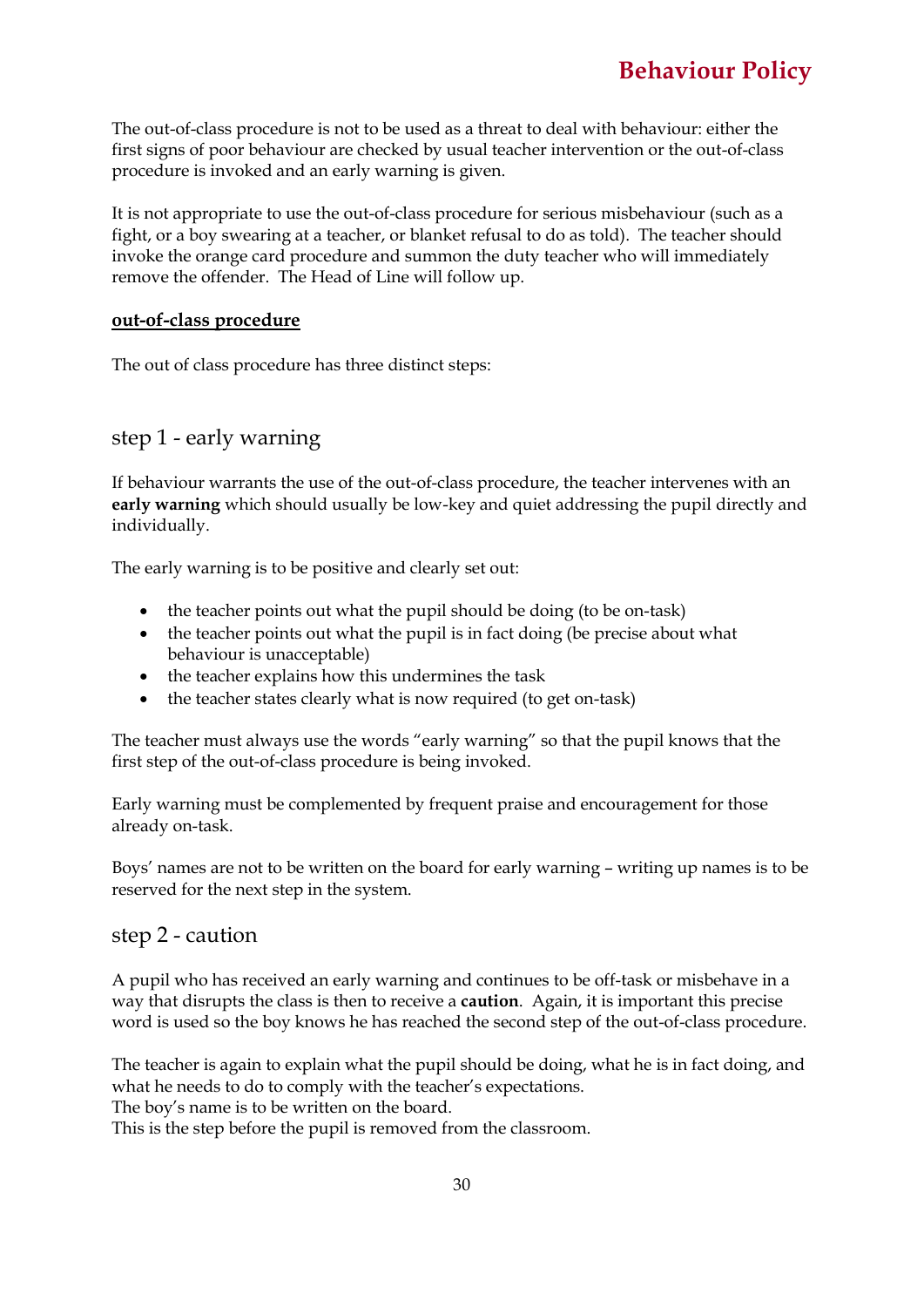The out-of-class procedure is not to be used as a threat to deal with behaviour: either the first signs of poor behaviour are checked by usual teacher intervention or the out-of-class procedure is invoked and an early warning is given.

It is not appropriate to use the out-of-class procedure for serious misbehaviour (such as a fight, or a boy swearing at a teacher, or blanket refusal to do as told). The teacher should invoke the orange card procedure and summon the duty teacher who will immediately remove the offender. The Head of Line will follow up.

**out-of-class procedure**

The out of class procedure has three distinct steps:

## step 1 - early warning

If behaviour warrants the use of the out-of-class procedure, the teacher intervenes with an **early warning** which should usually be low-key and quiet addressing the pupil directly and individually.

The early warning is to be positive and clearly set out:

- the teacher points out what the pupil should be doing (to be on-task)
- the teacher points out what the pupil is in fact doing (be precise about what behaviour is unacceptable)
- the teacher explains how this undermines the task
- the teacher states clearly what is now required (to get on-task)

The teacher must always use the words "early warning" so that the pupil knows that the first step of the out-of-class procedure is being invoked.

Early warning must be complemented by frequent praise and encouragement for those already on-task.

Boys' names are not to be written on the board for early warning – writing up names is to be reserved for the next step in the system.

## step 2 - caution

A pupil who has received an early warning and continues to be off-task or misbehave in a way that disrupts the class is then to receive a **caution**. Again, it is important this precise word is used so the boy knows he has reached the second step of the out-of-class procedure.

The teacher is again to explain what the pupil should be doing, what he is in fact doing, and what he needs to do to comply with the teacher's expectations.
The boy's name is to be written on the board.
This is the step before the pupil is removed from the classroom.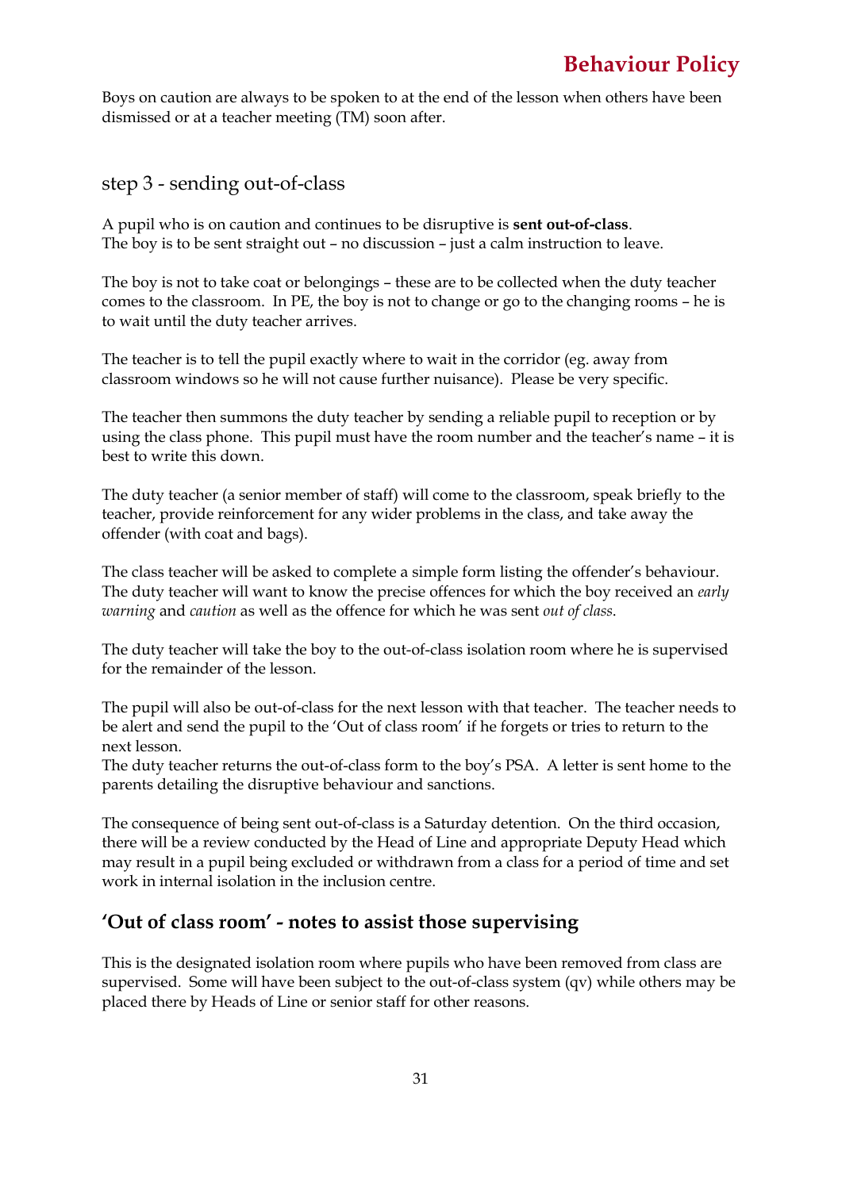Boys on caution are always to be spoken to at the end of the lesson when others have been dismissed or at a teacher meeting (TM) soon after.

## step 3 - sending out-of-class

A pupil who is on caution and continues to be disruptive is **sent out-of-class**.
The boy is to be sent straight out – no discussion – just a calm instruction to leave.

The boy is not to take coat or belongings – these are to be collected when the duty teacher comes to the classroom. In PE, the boy is not to change or go to the changing rooms – he is to wait until the duty teacher arrives.

The teacher is to tell the pupil exactly where to wait in the corridor (eg. away from classroom windows so he will not cause further nuisance). Please be very specific.

The teacher then summons the duty teacher by sending a reliable pupil to reception or by using the class phone. This pupil must have the room number and the teacher's name – it is best to write this down.

The duty teacher (a senior member of staff) will come to the classroom, speak briefly to the teacher, provide reinforcement for any wider problems in the class, and take away the offender (with coat and bags).

The class teacher will be asked to complete a simple form listing the offender's behaviour. The duty teacher will want to know the precise offences for which the boy received an *early warning* and *caution* as well as the offence for which he was sent *out of class*.

The duty teacher will take the boy to the out-of-class isolation room where he is supervised for the remainder of the lesson.

The pupil will also be out-of-class for the next lesson with that teacher. The teacher needs to be alert and send the pupil to the 'Out of class room' if he forgets or tries to return to the next lesson.
The duty teacher returns the out-of-class form to the boy's PSA. A letter is sent home to the parents detailing the disruptive behaviour and sanctions.

The consequence of being sent out-of-class is a Saturday detention. On the third occasion, there will be a review conducted by the Head of Line and appropriate Deputy Head which may result in a pupil being excluded or withdrawn from a class for a period of time and set work in internal isolation in the inclusion centre.

## 'Out of class room' - notes to assist those supervising

This is the designated isolation room where pupils who have been removed from class are supervised. Some will have been subject to the out-of-class system (qv) while others may be placed there by Heads of Line or senior staff for other reasons.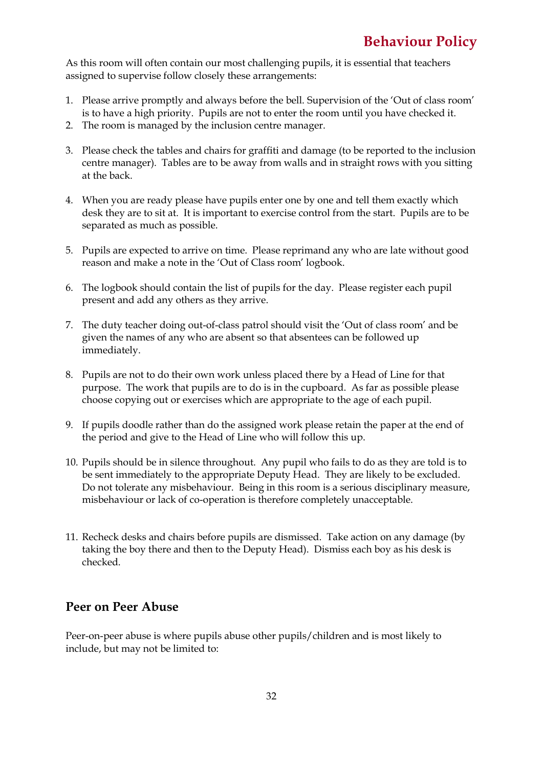As this room will often contain our most challenging pupils, it is essential that teachers assigned to supervise follow closely these arrangements:

1. Please arrive promptly and always before the bell. Supervision of the 'Out of class room' is to have a high priority. Pupils are not to enter the room until you have checked it.
2. The room is managed by the inclusion centre manager.
3. Please check the tables and chairs for graffiti and damage (to be reported to the inclusion centre manager). Tables are to be away from walls and in straight rows with you sitting at the back.
4. When you are ready please have pupils enter one by one and tell them exactly which desk they are to sit at. It is important to exercise control from the start. Pupils are to be separated as much as possible.
5. Pupils are expected to arrive on time. Please reprimand any who are late without good reason and make a note in the 'Out of Class room' logbook.
6. The logbook should contain the list of pupils for the day. Please register each pupil present and add any others as they arrive.
7. The duty teacher doing out-of-class patrol should visit the 'Out of class room' and be given the names of any who are absent so that absentees can be followed up immediately.
8. Pupils are not to do their own work unless placed there by a Head of Line for that purpose. The work that pupils are to do is in the cupboard. As far as possible please choose copying out or exercises which are appropriate to the age of each pupil.
9. If pupils doodle rather than do the assigned work please retain the paper at the end of the period and give to the Head of Line who will follow this up.
10. Pupils should be in silence throughout. Any pupil who fails to do as they are told is to be sent immediately to the appropriate Deputy Head. They are likely to be excluded. Do not tolerate any misbehaviour. Being in this room is a serious disciplinary measure, misbehaviour or lack of co-operation is therefore completely unacceptable.
11. Recheck desks and chairs before pupils are dismissed. Take action on any damage (by taking the boy there and then to the Deputy Head). Dismiss each boy as his desk is checked.

## Peer on Peer Abuse

Peer-on-peer abuse is where pupils abuse other pupils/children and is most likely to include, but may not be limited to: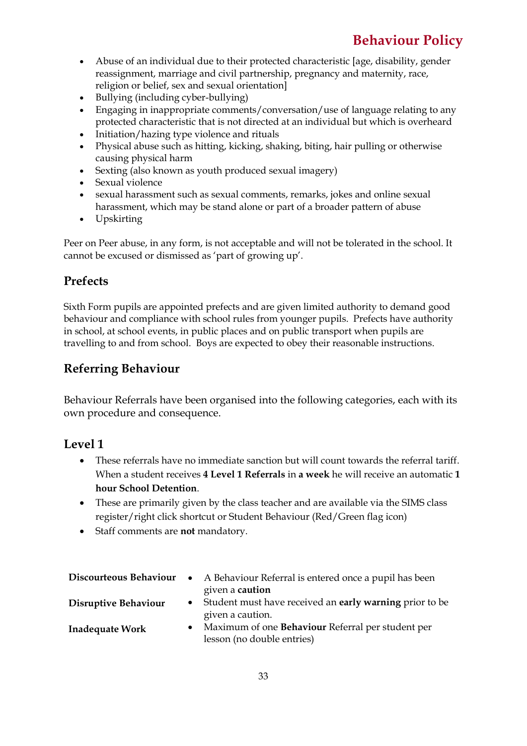- Abuse of an individual due to their protected characteristic [age, disability, gender reassignment, marriage and civil partnership, pregnancy and maternity, race, religion or belief, sex and sexual orientation]
- Bullying (including cyber-bullying)
- Engaging in inappropriate comments/conversation/use of language relating to any protected characteristic that is not directed at an individual but which is overheard
- Initiation/hazing type violence and rituals
- Physical abuse such as hitting, kicking, shaking, biting, hair pulling or otherwise causing physical harm
- Sexting (also known as youth produced sexual imagery)
- Sexual violence
- sexual harassment such as sexual comments, remarks, jokes and online sexual harassment, which may be stand alone or part of a broader pattern of abuse
- Upskirting

Peer on Peer abuse, in any form, is not acceptable and will not be tolerated in the school. It cannot be excused or dismissed as 'part of growing up'.

## Prefects

Sixth Form pupils are appointed prefects and are given limited authority to demand good behaviour and compliance with school rules from younger pupils. Prefects have authority in school, at school events, in public places and on public transport when pupils are travelling to and from school. Boys are expected to obey their reasonable instructions.

## Referring Behaviour

Behaviour Referrals have been organised into the following categories, each with its own procedure and consequence.

## Level 1

- These referrals have no immediate sanction but will count towards the referral tariff. When a student receives **4 Level 1 Referrals** in **a week** he will receive an automatic **1 hour School Detention**.
- These are primarily given by the class teacher and are available via the SIMS class register/right click shortcut or Student Behaviour (Red/Green flag icon)
- Staff comments are **not** mandatory.

| | |
|---|---|
| **Discourteous Behaviour** | • A Behaviour Referral is entered once a pupil has been given a **caution** |
| **Disruptive Behaviour** | • Student must have received an **early warning** prior to be given a caution. |
| **Inadequate Work** | • Maximum of one **Behaviour** Referral per student per lesson (no double entries) |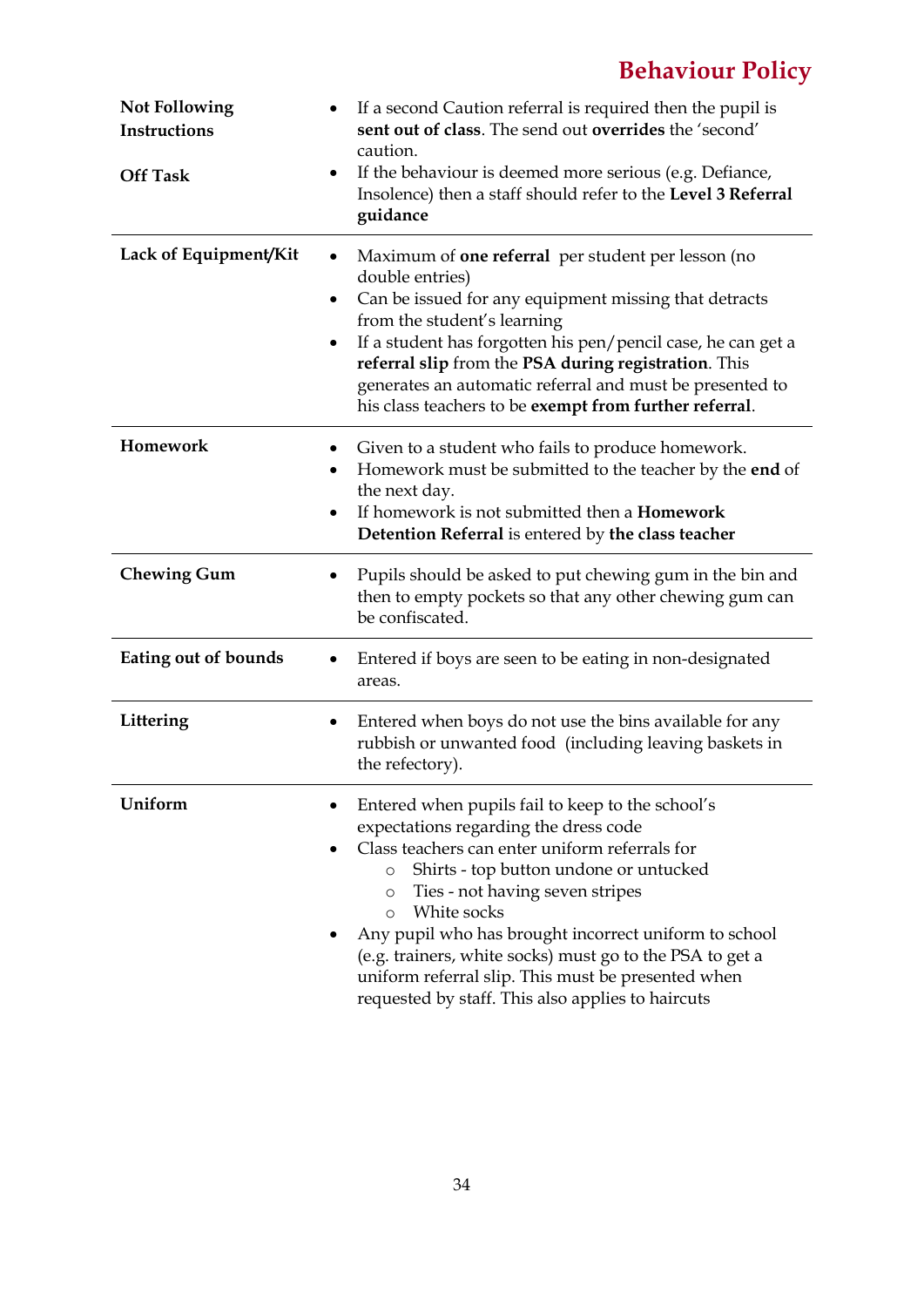| | |
|---|---|
| **Not Following Instructions**<br><br>**Off Task** | • If a second Caution referral is required then the pupil is **sent out of class**. The send out **overrides** the 'second' caution.<br>• If the behaviour is deemed more serious (e.g. Defiance, Insolence) then a staff should refer to the **Level 3 Referral guidance** |
| **Lack of Equipment/Kit** | • Maximum of **one referral** per student per lesson (no double entries)<br>• Can be issued for any equipment missing that detracts from the student's learning<br>• If a student has forgotten his pen/pencil case, he can get a **referral slip** from the **PSA during registration**. This generates an automatic referral and must be presented to his class teachers to be **exempt from further referral**. |
| **Homework** | • Given to a student who fails to produce homework.<br>• Homework must be submitted to the teacher by the **end** of the next day.<br>• If homework is not submitted then a **Homework Detention Referral** is entered by **the class teacher** |
| **Chewing Gum** | • Pupils should be asked to put chewing gum in the bin and then to empty pockets so that any other chewing gum can be confiscated. |
| **Eating out of bounds** | • Entered if boys are seen to be eating in non-designated areas. |
| **Littering** | • Entered when boys do not use the bins available for any rubbish or unwanted food (including leaving baskets in the refectory). |
| **Uniform** | • Entered when pupils fail to keep to the school's expectations regarding the dress code<br>• Class teachers can enter uniform referrals for<br>&nbsp;&nbsp;&nbsp;&nbsp;○ Shirts - top button undone or untucked<br>&nbsp;&nbsp;&nbsp;&nbsp;○ Ties - not having seven stripes<br>&nbsp;&nbsp;&nbsp;&nbsp;○ White socks<br>• Any pupil who has brought incorrect uniform to school (e.g. trainers, white socks) must go to the PSA to get a uniform referral slip. This must be presented when requested by staff. This also applies to haircuts |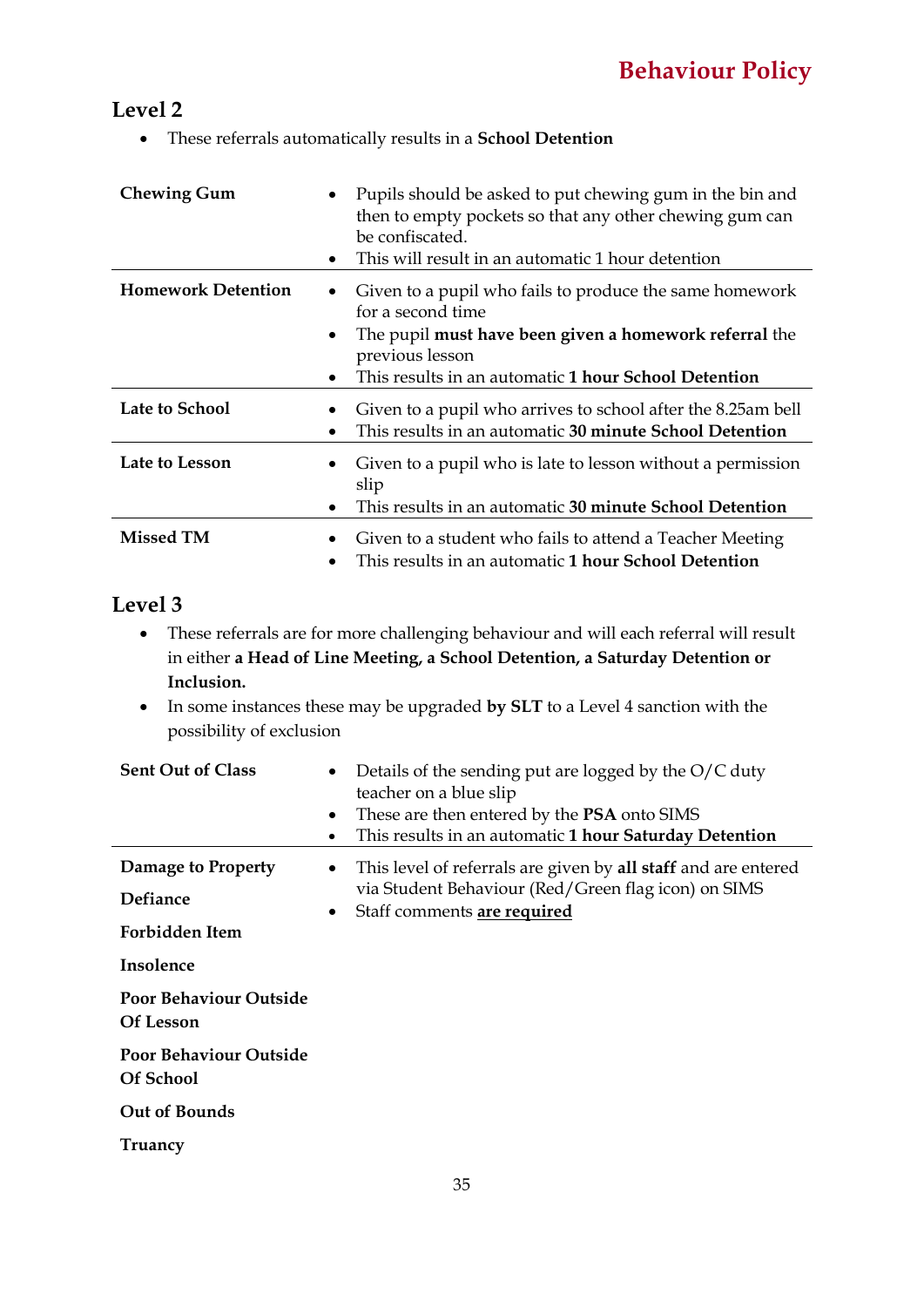## Level 2

- These referrals automatically results in a **School Detention**

| | |
|---|---|
| **Chewing Gum** | • Pupils should be asked to put chewing gum in the bin and then to empty pockets so that any other chewing gum can be confiscated.<br>• This will result in an automatic 1 hour detention |
| **Homework Detention** | • Given to a pupil who fails to produce the same homework for a second time<br>• The pupil **must have been given a homework referral** the previous lesson<br>• This results in an automatic **1 hour School Detention** |
| **Late to School** | • Given to a pupil who arrives to school after the 8.25am bell<br>• This results in an automatic **30 minute School Detention** |
| **Late to Lesson** | • Given to a pupil who is late to lesson without a permission slip<br>• This results in an automatic **30 minute School Detention** |
| **Missed TM** | • Given to a student who fails to attend a Teacher Meeting<br>• This results in an automatic **1 hour School Detention** |

## Level 3

- These referrals are for more challenging behaviour and will each referral will result in either **a Head of Line Meeting, a School Detention, a Saturday Detention or Inclusion.**
- In some instances these may be upgraded **by SLT** to a Level 4 sanction with the possibility of exclusion

| | |
|---|---|
| **Sent Out of Class** | • Details of the sending put are logged by the O/C duty teacher on a blue slip<br>• These are then entered by the **PSA** onto SIMS<br>• This results in an automatic **1 hour Saturday Detention** |
| **Damage to Property**<br>**Defiance**<br>**Forbidden Item**<br>**Insolence**<br>**Poor Behaviour Outside Of Lesson**<br>**Poor Behaviour Outside Of School**<br>**Out of Bounds**<br>**Truancy** | • This level of referrals are given by **all staff** and are entered via Student Behaviour (Red/Green flag icon) on SIMS<br>• Staff comments <u>**are required**</u> |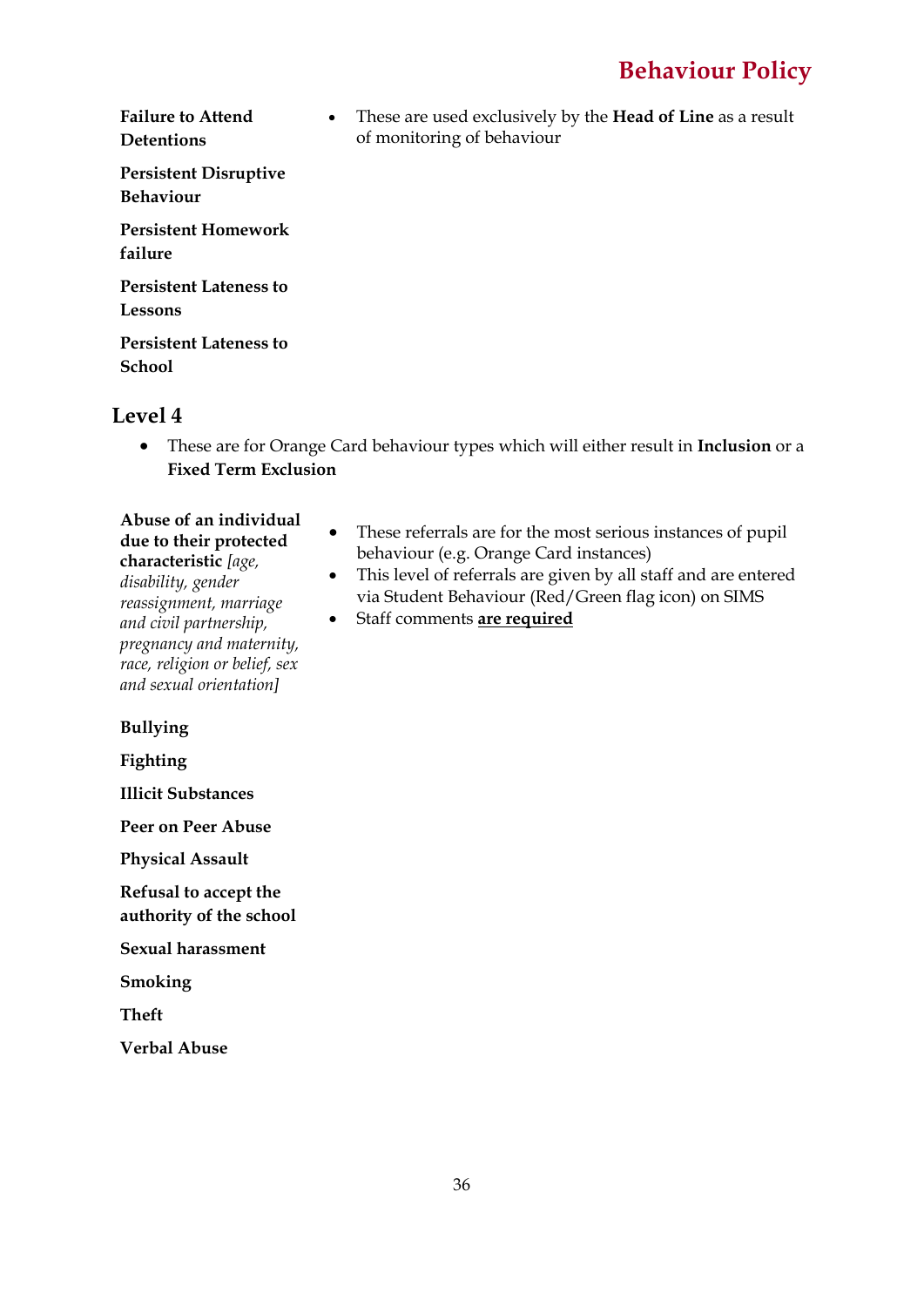| | |
|---|---|
| **Failure to Attend Detentions** | • These are used exclusively by the **Head of Line** as a result of monitoring of behaviour |
| **Persistent Disruptive Behaviour** | |
| **Persistent Homework failure** | |
| **Persistent Lateness to Lessons** | |
| **Persistent Lateness to School** | |

## Level 4

- These are for Orange Card behaviour types which will either result in **Inclusion** or a **Fixed Term Exclusion**

| | |
|---|---|
| **Abuse of an individual due to their protected characteristic** *[age, disability, gender reassignment, marriage and civil partnership, pregnancy and maternity, race, religion or belief, sex and sexual orientation]* | • These referrals are for the most serious instances of pupil behaviour (e.g. Orange Card instances)<br>• This level of referrals are given by all staff and are entered via Student Behaviour (Red/Green flag icon) on SIMS<br>• Staff comments **<u>are required</u>** |
| **Bullying** | |
| **Fighting** | |
| **Illicit Substances** | |
| **Peer on Peer Abuse** | |
| **Physical Assault** | |
| **Refusal to accept the authority of the school** | |
| **Sexual harassment** | |
| **Smoking** | |
| **Theft** | |
| **Verbal Abuse** | |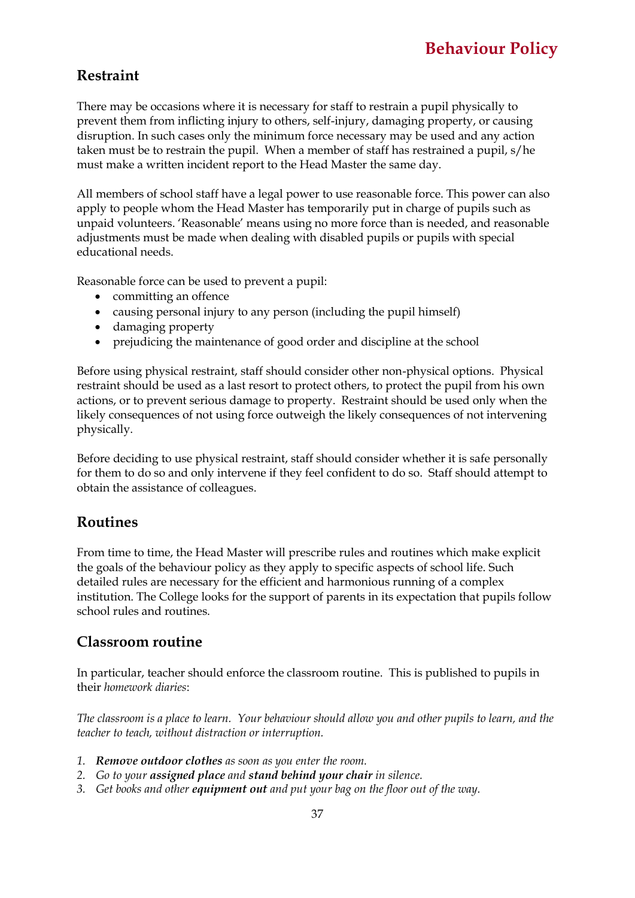## Restraint

There may be occasions where it is necessary for staff to restrain a pupil physically to prevent them from inflicting injury to others, self-injury, damaging property, or causing disruption. In such cases only the minimum force necessary may be used and any action taken must be to restrain the pupil. When a member of staff has restrained a pupil, s/he must make a written incident report to the Head Master the same day.

All members of school staff have a legal power to use reasonable force. This power can also apply to people whom the Head Master has temporarily put in charge of pupils such as unpaid volunteers. 'Reasonable' means using no more force than is needed, and reasonable adjustments must be made when dealing with disabled pupils or pupils with special educational needs.

Reasonable force can be used to prevent a pupil:

- committing an offence
- causing personal injury to any person (including the pupil himself)
- damaging property
- prejudicing the maintenance of good order and discipline at the school

Before using physical restraint, staff should consider other non-physical options. Physical restraint should be used as a last resort to protect others, to protect the pupil from his own actions, or to prevent serious damage to property. Restraint should be used only when the likely consequences of not using force outweigh the likely consequences of not intervening physically.

Before deciding to use physical restraint, staff should consider whether it is safe personally for them to do so and only intervene if they feel confident to do so. Staff should attempt to obtain the assistance of colleagues.

## Routines

From time to time, the Head Master will prescribe rules and routines which make explicit the goals of the behaviour policy as they apply to specific aspects of school life. Such detailed rules are necessary for the efficient and harmonious running of a complex institution. The College looks for the support of parents in its expectation that pupils follow school rules and routines.

## Classroom routine

In particular, teacher should enforce the classroom routine. This is published to pupils in their *homework diaries*:

*The classroom is a place to learn. Your behaviour should allow you and other pupils to learn, and the teacher to teach, without distraction or interruption.*

1. ***Remove outdoor clothes*** *as soon as you enter the room.*
2. *Go to your* ***assigned place*** *and* ***stand behind your chair*** *in silence.*
3. *Get books and other* ***equipment out*** *and put your bag on the floor out of the way.*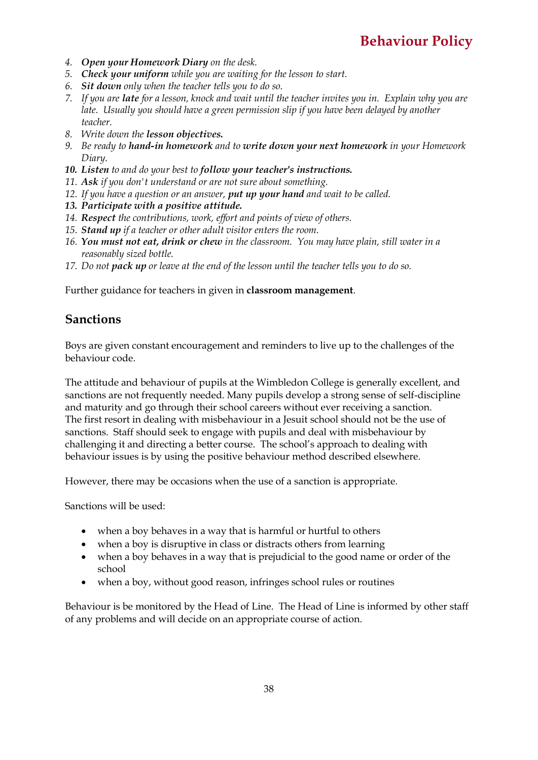4. ***Open your Homework Diary*** *on the desk.*
5. ***Check your uniform*** *while you are waiting for the lesson to start.*
6. ***Sit down*** *only when the teacher tells you to do so.*
7. *If you are* ***late*** *for a lesson, knock and wait until the teacher invites you in. Explain why you are late. Usually you should have a green permission slip if you have been delayed by another teacher.*
8. *Write down the* ***lesson objectives.***
9. *Be ready to* ***hand-in homework*** *and to* ***write down your next homework*** *in your Homework Diary.*
10. ***Listen*** *to and do your best to* ***follow your teacher's instructions.***
11. ***Ask*** *if you don't understand or are not sure about something.*
12. *If you have a question or an answer,* ***put up your hand*** *and wait to be called.*
13. ***Participate with a positive attitude.***
14. ***Respect*** *the contributions, work, effort and points of view of others.*
15. ***Stand up*** *if a teacher or other adult visitor enters the room.*
16. ***You must not eat, drink or chew*** *in the classroom. You may have plain, still water in a reasonably sized bottle.*
17. *Do not* ***pack up*** *or leave at the end of the lesson until the teacher tells you to do so.*

Further guidance for teachers in given in **classroom management**.

## Sanctions

Boys are given constant encouragement and reminders to live up to the challenges of the behaviour code.

The attitude and behaviour of pupils at the Wimbledon College is generally excellent, and sanctions are not frequently needed. Many pupils develop a strong sense of self-discipline and maturity and go through their school careers without ever receiving a sanction. The first resort in dealing with misbehaviour in a Jesuit school should not be the use of sanctions. Staff should seek to engage with pupils and deal with misbehaviour by challenging it and directing a better course. The school's approach to dealing with behaviour issues is by using the positive behaviour method described elsewhere.

However, there may be occasions when the use of a sanction is appropriate.

Sanctions will be used:

- when a boy behaves in a way that is harmful or hurtful to others
- when a boy is disruptive in class or distracts others from learning
- when a boy behaves in a way that is prejudicial to the good name or order of the school
- when a boy, without good reason, infringes school rules or routines

Behaviour is be monitored by the Head of Line. The Head of Line is informed by other staff of any problems and will decide on an appropriate course of action.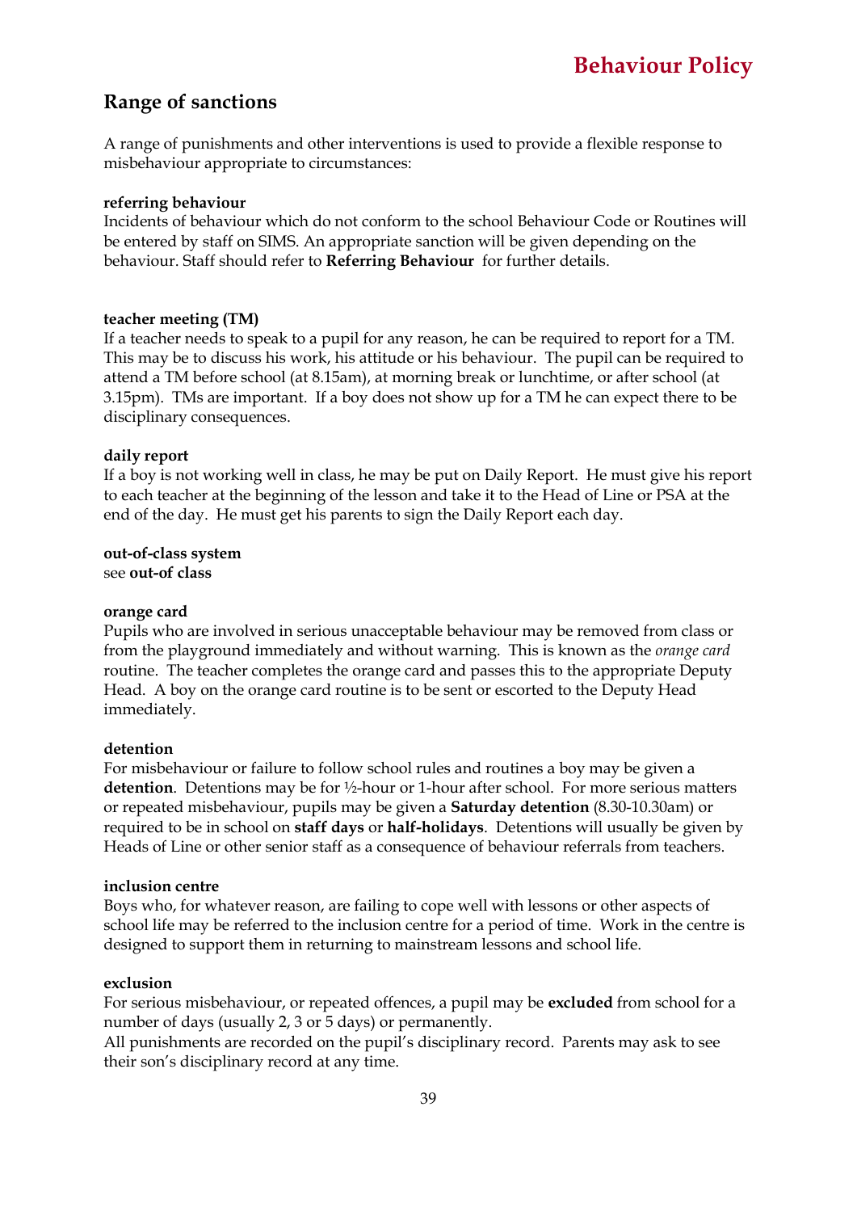## Range of sanctions

A range of punishments and other interventions is used to provide a flexible response to misbehaviour appropriate to circumstances:

**referring behaviour**
Incidents of behaviour which do not conform to the school Behaviour Code or Routines will be entered by staff on SIMS. An appropriate sanction will be given depending on the behaviour. Staff should refer to **Referring Behaviour** for further details.

**teacher meeting (TM)**
If a teacher needs to speak to a pupil for any reason, he can be required to report for a TM. This may be to discuss his work, his attitude or his behaviour. The pupil can be required to attend a TM before school (at 8.15am), at morning break or lunchtime, or after school (at 3.15pm). TMs are important. If a boy does not show up for a TM he can expect there to be disciplinary consequences.

**daily report**
If a boy is not working well in class, he may be put on Daily Report. He must give his report to each teacher at the beginning of the lesson and take it to the Head of Line or PSA at the end of the day. He must get his parents to sign the Daily Report each day.

**out-of-class system**
see **out-of class**

**orange card**
Pupils who are involved in serious unacceptable behaviour may be removed from class or from the playground immediately and without warning. This is known as the *orange card* routine. The teacher completes the orange card and passes this to the appropriate Deputy Head. A boy on the orange card routine is to be sent or escorted to the Deputy Head immediately.

**detention**
For misbehaviour or failure to follow school rules and routines a boy may be given a **detention**. Detentions may be for ½-hour or 1-hour after school. For more serious matters or repeated misbehaviour, pupils may be given a **Saturday detention** (8.30-10.30am) or required to be in school on **staff days** or **half-holidays**. Detentions will usually be given by Heads of Line or other senior staff as a consequence of behaviour referrals from teachers.

**inclusion centre**
Boys who, for whatever reason, are failing to cope well with lessons or other aspects of school life may be referred to the inclusion centre for a period of time. Work in the centre is designed to support them in returning to mainstream lessons and school life.

**exclusion**
For serious misbehaviour, or repeated offences, a pupil may be **excluded** from school for a number of days (usually 2, 3 or 5 days) or permanently.
All punishments are recorded on the pupil's disciplinary record. Parents may ask to see their son's disciplinary record at any time.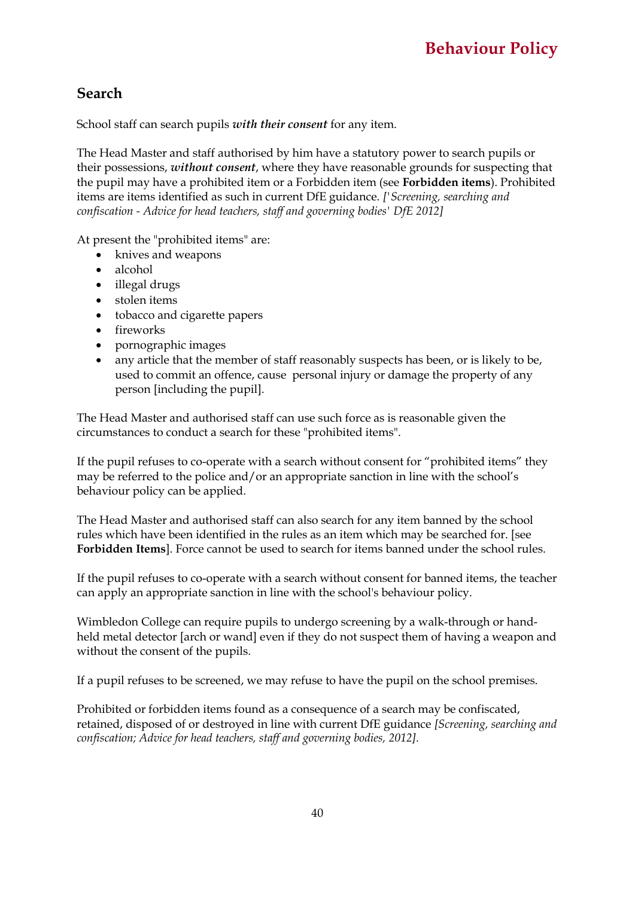## Search

School staff can search pupils ***with their consent*** for any item.

The Head Master and staff authorised by him have a statutory power to search pupils or their possessions, ***without consent***, where they have reasonable grounds for suspecting that the pupil may have a prohibited item or a Forbidden item (see **Forbidden items**). Prohibited items are items identified as such in current DfE guidance. *['Screening, searching and confiscation - Advice for head teachers, staff and governing bodies' DfE 2012]*

At present the "prohibited items" are:

- knives and weapons
- alcohol
- illegal drugs
- stolen items
- tobacco and cigarette papers
- fireworks
- pornographic images
- any article that the member of staff reasonably suspects has been, or is likely to be, used to commit an offence, cause personal injury or damage the property of any person [including the pupil].

The Head Master and authorised staff can use such force as is reasonable given the circumstances to conduct a search for these "prohibited items".

If the pupil refuses to co-operate with a search without consent for "prohibited items" they may be referred to the police and/or an appropriate sanction in line with the school's behaviour policy can be applied.

The Head Master and authorised staff can also search for any item banned by the school rules which have been identified in the rules as an item which may be searched for. [see **Forbidden Items**]. Force cannot be used to search for items banned under the school rules.

If the pupil refuses to co-operate with a search without consent for banned items, the teacher can apply an appropriate sanction in line with the school's behaviour policy.

Wimbledon College can require pupils to undergo screening by a walk-through or hand-held metal detector [arch or wand] even if they do not suspect them of having a weapon and without the consent of the pupils.

If a pupil refuses to be screened, we may refuse to have the pupil on the school premises.

Prohibited or forbidden items found as a consequence of a search may be confiscated, retained, disposed of or destroyed in line with current DfE guidance *[Screening, searching and confiscation; Advice for head teachers, staff and governing bodies, 2012].*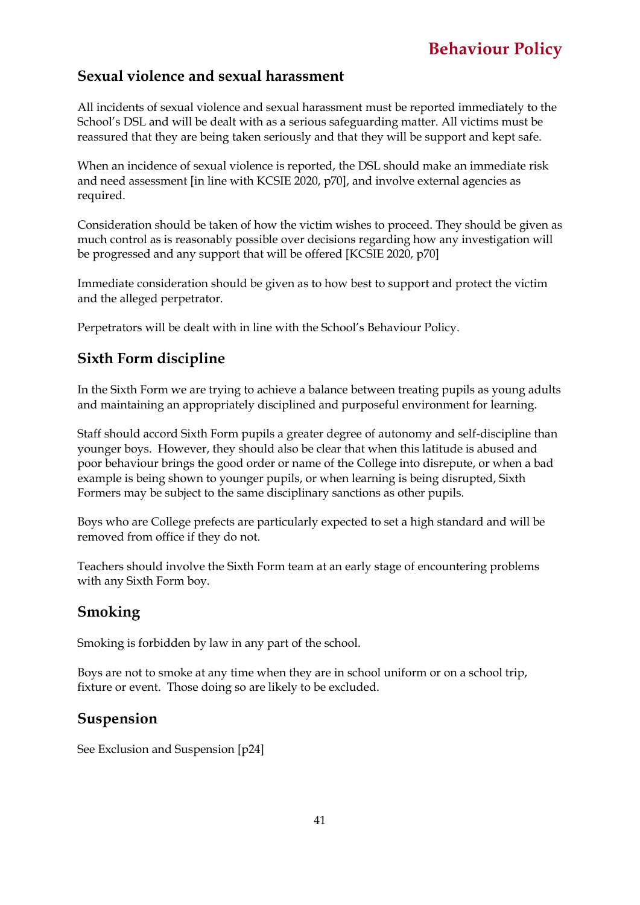## Sexual violence and sexual harassment

All incidents of sexual violence and sexual harassment must be reported immediately to the School's DSL and will be dealt with as a serious safeguarding matter. All victims must be reassured that they are being taken seriously and that they will be support and kept safe.

When an incidence of sexual violence is reported, the DSL should make an immediate risk and need assessment [in line with KCSIE 2020, p70], and involve external agencies as required.

Consideration should be taken of how the victim wishes to proceed. They should be given as much control as is reasonably possible over decisions regarding how any investigation will be progressed and any support that will be offered [KCSIE 2020, p70]

Immediate consideration should be given as to how best to support and protect the victim and the alleged perpetrator.

Perpetrators will be dealt with in line with the School's Behaviour Policy.

## Sixth Form discipline

In the Sixth Form we are trying to achieve a balance between treating pupils as young adults and maintaining an appropriately disciplined and purposeful environment for learning.

Staff should accord Sixth Form pupils a greater degree of autonomy and self-discipline than younger boys. However, they should also be clear that when this latitude is abused and poor behaviour brings the good order or name of the College into disrepute, or when a bad example is being shown to younger pupils, or when learning is being disrupted, Sixth Formers may be subject to the same disciplinary sanctions as other pupils.

Boys who are College prefects are particularly expected to set a high standard and will be removed from office if they do not.

Teachers should involve the Sixth Form team at an early stage of encountering problems with any Sixth Form boy.

## Smoking

Smoking is forbidden by law in any part of the school.

Boys are not to smoke at any time when they are in school uniform or on a school trip, fixture or event. Those doing so are likely to be excluded.

## Suspension

See Exclusion and Suspension [p24]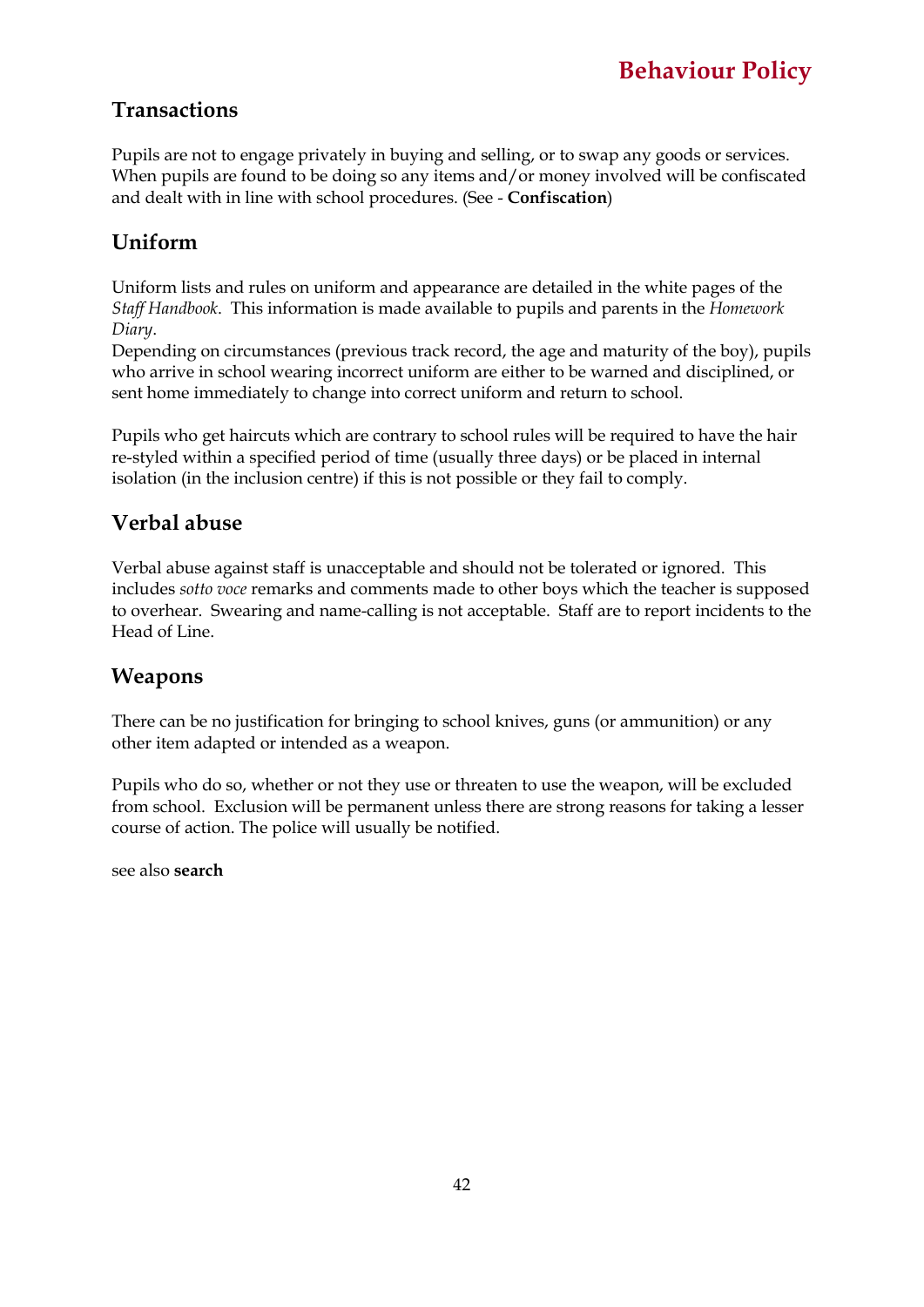## Transactions

Pupils are not to engage privately in buying and selling, or to swap any goods or services. When pupils are found to be doing so any items and/or money involved will be confiscated and dealt with in line with school procedures. (See - **Confiscation**)

## Uniform

Uniform lists and rules on uniform and appearance are detailed in the white pages of the *Staff Handbook*. This information is made available to pupils and parents in the *Homework Diary*.
Depending on circumstances (previous track record, the age and maturity of the boy), pupils who arrive in school wearing incorrect uniform are either to be warned and disciplined, or sent home immediately to change into correct uniform and return to school.

Pupils who get haircuts which are contrary to school rules will be required to have the hair re-styled within a specified period of time (usually three days) or be placed in internal isolation (in the inclusion centre) if this is not possible or they fail to comply.

## Verbal abuse

Verbal abuse against staff is unacceptable and should not be tolerated or ignored. This includes *sotto voce* remarks and comments made to other boys which the teacher is supposed to overhear. Swearing and name-calling is not acceptable. Staff are to report incidents to the Head of Line.

## Weapons

There can be no justification for bringing to school knives, guns (or ammunition) or any other item adapted or intended as a weapon.

Pupils who do so, whether or not they use or threaten to use the weapon, will be excluded from school. Exclusion will be permanent unless there are strong reasons for taking a lesser course of action. The police will usually be notified.

see also **search**